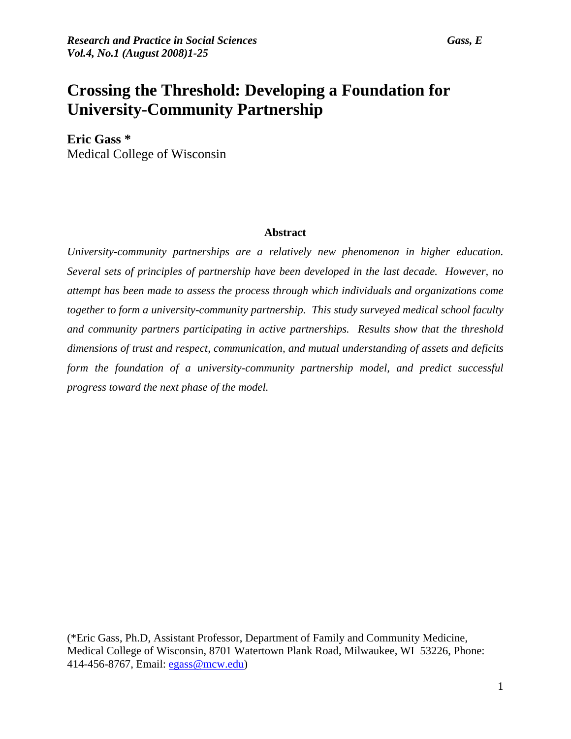# Crossing the Threshold: Developing a Foundation for University-Community Partnership

**Eric Gass ***
Medical College of Wisconsin

**Abstract**

*University-community partnerships are a relatively new phenomenon in higher education. Several sets of principles of partnership have been developed in the last decade. However, no attempt has been made to assess the process through which individuals and organizations come together to form a university-community partnership. This study surveyed medical school faculty and community partners participating in active partnerships. Results show that the threshold dimensions of trust and respect, communication, and mutual understanding of assets and deficits form the foundation of a university-community partnership model, and predict successful progress toward the next phase of the model.*

(*Eric Gass, Ph.D, Assistant Professor, Department of Family and Community Medicine, Medical College of Wisconsin, 8701 Watertown Plank Road, Milwaukee, WI 53226, Phone: 414-456-8767, Email: egass@mcw.edu)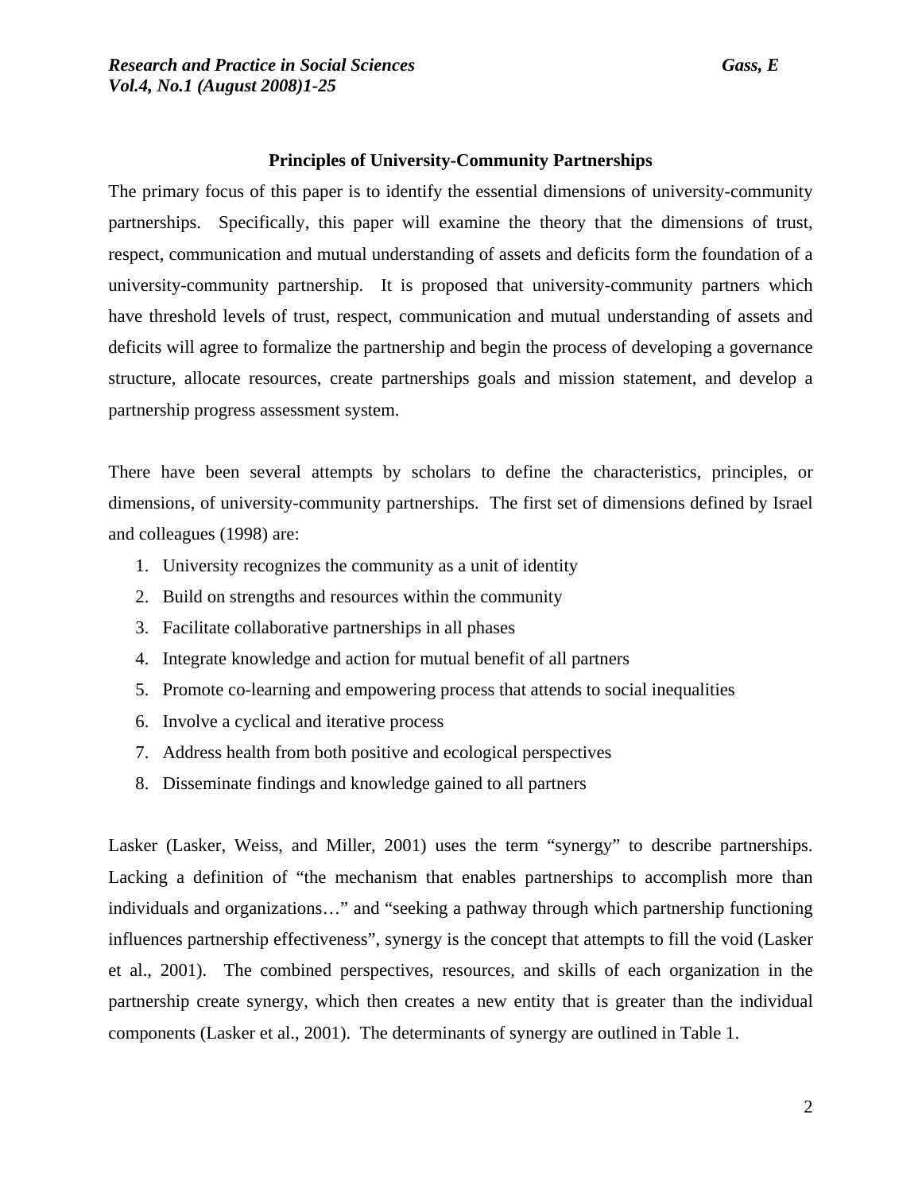## Principles of University-Community Partnerships

The primary focus of this paper is to identify the essential dimensions of university-community partnerships. Specifically, this paper will examine the theory that the dimensions of trust, respect, communication and mutual understanding of assets and deficits form the foundation of a university-community partnership. It is proposed that university-community partners which have threshold levels of trust, respect, communication and mutual understanding of assets and deficits will agree to formalize the partnership and begin the process of developing a governance structure, allocate resources, create partnerships goals and mission statement, and develop a partnership progress assessment system.

There have been several attempts by scholars to define the characteristics, principles, or dimensions, of university-community partnerships. The first set of dimensions defined by Israel and colleagues (1998) are:

1. University recognizes the community as a unit of identity
2. Build on strengths and resources within the community
3. Facilitate collaborative partnerships in all phases
4. Integrate knowledge and action for mutual benefit of all partners
5. Promote co-learning and empowering process that attends to social inequalities
6. Involve a cyclical and iterative process
7. Address health from both positive and ecological perspectives
8. Disseminate findings and knowledge gained to all partners

Lasker (Lasker, Weiss, and Miller, 2001) uses the term "synergy" to describe partnerships. Lacking a definition of "the mechanism that enables partnerships to accomplish more than individuals and organizations…" and "seeking a pathway through which partnership functioning influences partnership effectiveness", synergy is the concept that attempts to fill the void (Lasker et al., 2001). The combined perspectives, resources, and skills of each organization in the partnership create synergy, which then creates a new entity that is greater than the individual components (Lasker et al., 2001). The determinants of synergy are outlined in Table 1.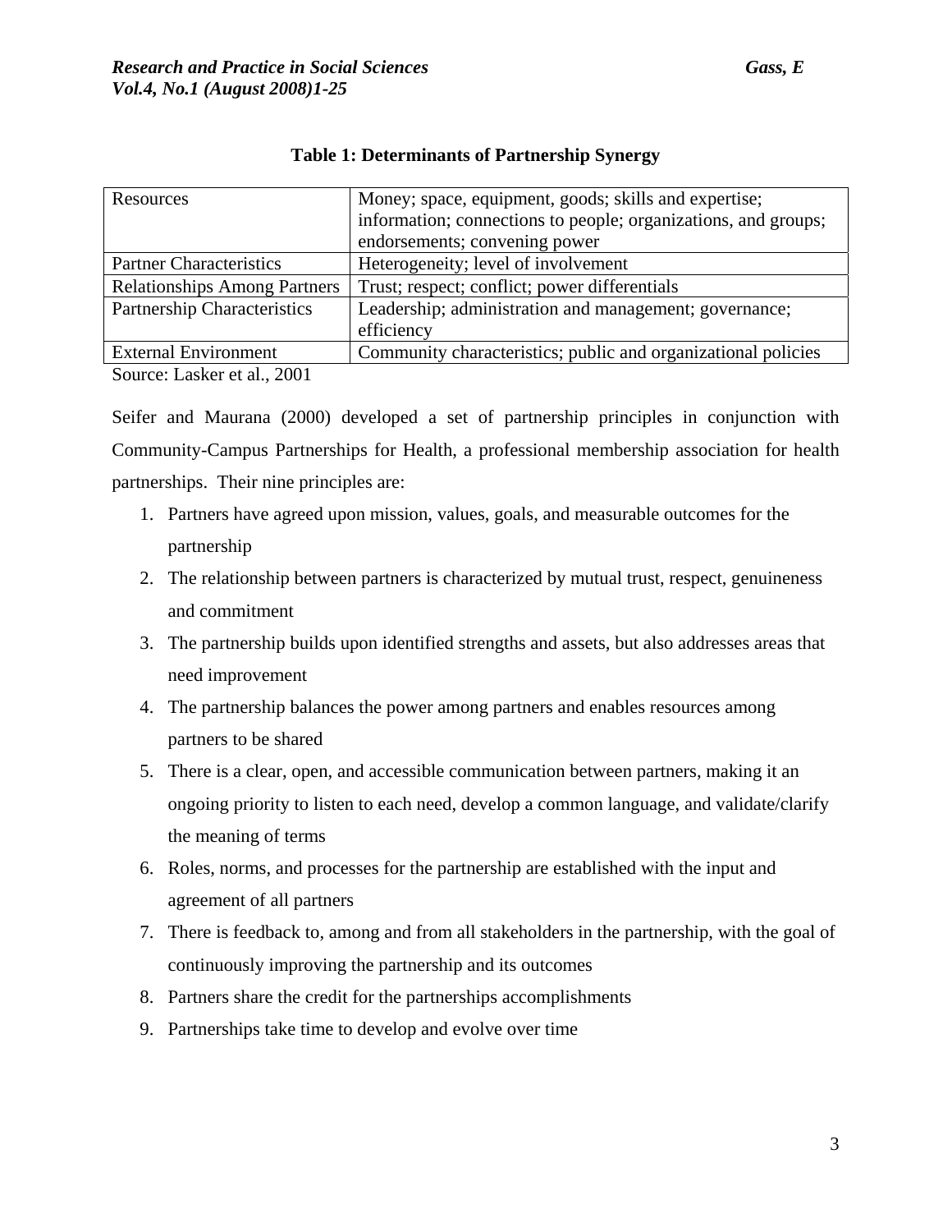**Table 1: Determinants of Partnership Synergy**

| | |
|---|---|
| Resources | Money; space, equipment, goods; skills and expertise; information; connections to people; organizations, and groups; endorsements; convening power |
| Partner Characteristics | Heterogeneity; level of involvement |
| Relationships Among Partners | Trust; respect; conflict; power differentials |
| Partnership Characteristics | Leadership; administration and management; governance; efficiency |
| External Environment | Community characteristics; public and organizational policies |

Source: Lasker et al., 2001

Seifer and Maurana (2000) developed a set of partnership principles in conjunction with Community-Campus Partnerships for Health, a professional membership association for health partnerships. Their nine principles are:

1. Partners have agreed upon mission, values, goals, and measurable outcomes for the partnership
2. The relationship between partners is characterized by mutual trust, respect, genuineness and commitment
3. The partnership builds upon identified strengths and assets, but also addresses areas that need improvement
4. The partnership balances the power among partners and enables resources among partners to be shared
5. There is a clear, open, and accessible communication between partners, making it an ongoing priority to listen to each need, develop a common language, and validate/clarify the meaning of terms
6. Roles, norms, and processes for the partnership are established with the input and agreement of all partners
7. There is feedback to, among and from all stakeholders in the partnership, with the goal of continuously improving the partnership and its outcomes
8. Partners share the credit for the partnerships accomplishments
9. Partnerships take time to develop and evolve over time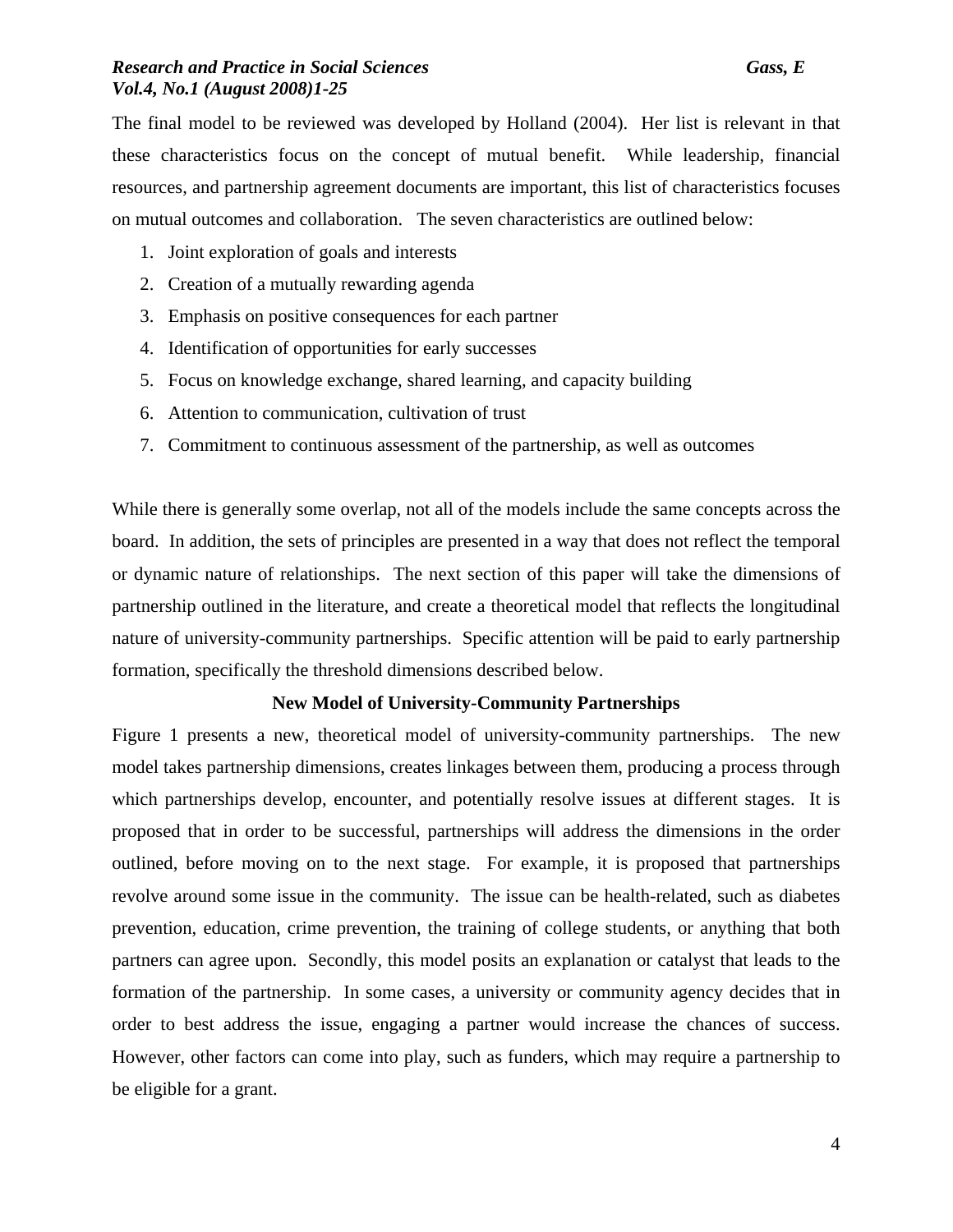The final model to be reviewed was developed by Holland (2004). Her list is relevant in that these characteristics focus on the concept of mutual benefit. While leadership, financial resources, and partnership agreement documents are important, this list of characteristics focuses on mutual outcomes and collaboration. The seven characteristics are outlined below:

1. Joint exploration of goals and interests
2. Creation of a mutually rewarding agenda
3. Emphasis on positive consequences for each partner
4. Identification of opportunities for early successes
5. Focus on knowledge exchange, shared learning, and capacity building
6. Attention to communication, cultivation of trust
7. Commitment to continuous assessment of the partnership, as well as outcomes

While there is generally some overlap, not all of the models include the same concepts across the board. In addition, the sets of principles are presented in a way that does not reflect the temporal or dynamic nature of relationships. The next section of this paper will take the dimensions of partnership outlined in the literature, and create a theoretical model that reflects the longitudinal nature of university-community partnerships. Specific attention will be paid to early partnership formation, specifically the threshold dimensions described below.

## New Model of University-Community Partnerships

Figure 1 presents a new, theoretical model of university-community partnerships. The new model takes partnership dimensions, creates linkages between them, producing a process through which partnerships develop, encounter, and potentially resolve issues at different stages. It is proposed that in order to be successful, partnerships will address the dimensions in the order outlined, before moving on to the next stage. For example, it is proposed that partnerships revolve around some issue in the community. The issue can be health-related, such as diabetes prevention, education, crime prevention, the training of college students, or anything that both partners can agree upon. Secondly, this model posits an explanation or catalyst that leads to the formation of the partnership. In some cases, a university or community agency decides that in order to best address the issue, engaging a partner would increase the chances of success. However, other factors can come into play, such as funders, which may require a partnership to be eligible for a grant.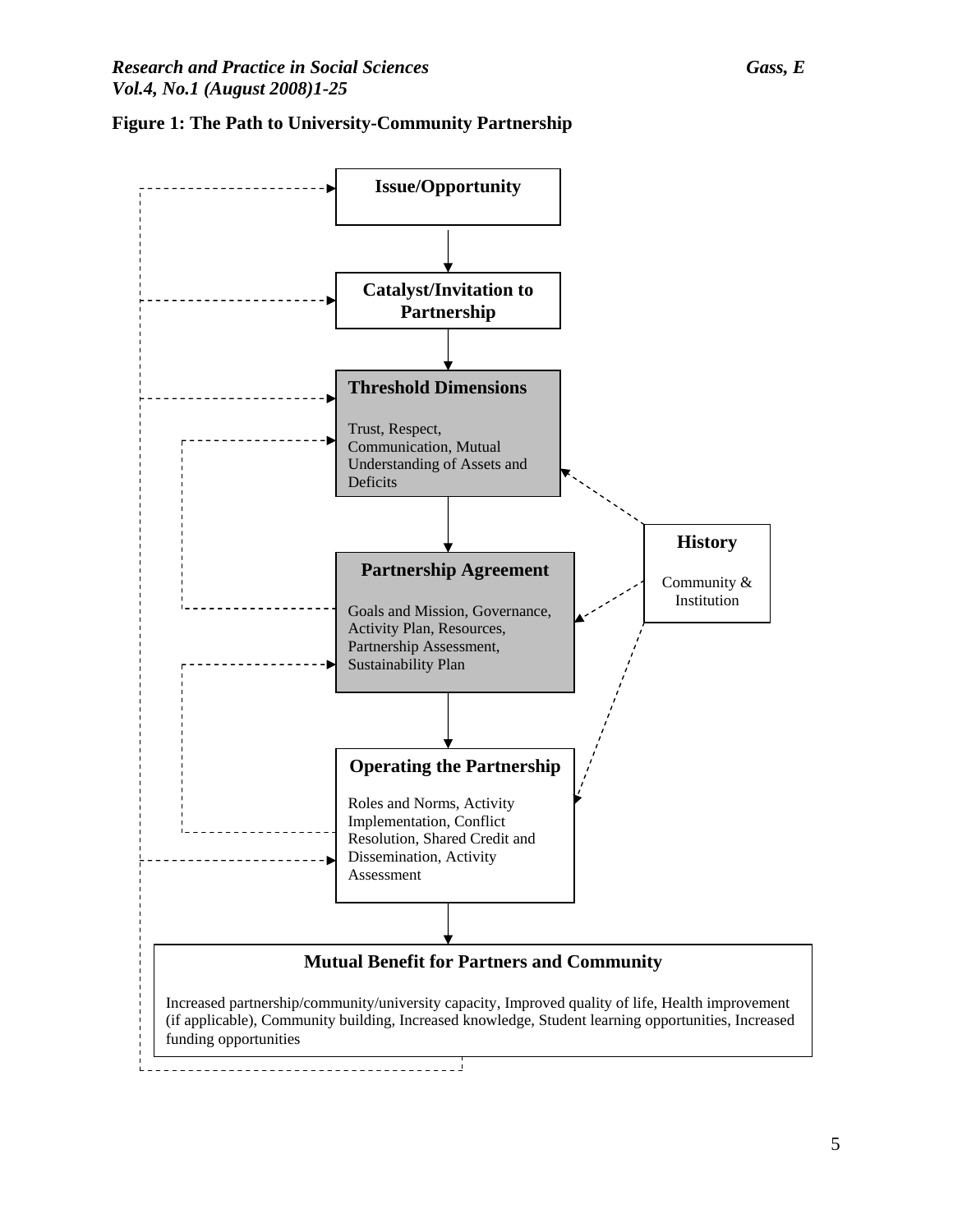**Figure 1: The Path to University-Community Partnership**

**Issue/Opportunity**

**Catalyst/Invitation to Partnership**

**Threshold Dimensions**

Trust, Respect, Communication, Mutual Understanding of Assets and Deficits

**History**

Community & Institution

**Partnership Agreement**

Goals and Mission, Governance, Activity Plan, Resources, Partnership Assessment, Sustainability Plan

**Operating the Partnership**

Roles and Norms, Activity Implementation, Conflict Resolution, Shared Credit and Dissemination, Activity Assessment

**Mutual Benefit for Partners and Community**

Increased partnership/community/university capacity, Improved quality of life, Health improvement (if applicable), Community building, Increased knowledge, Student learning opportunities, Increased funding opportunities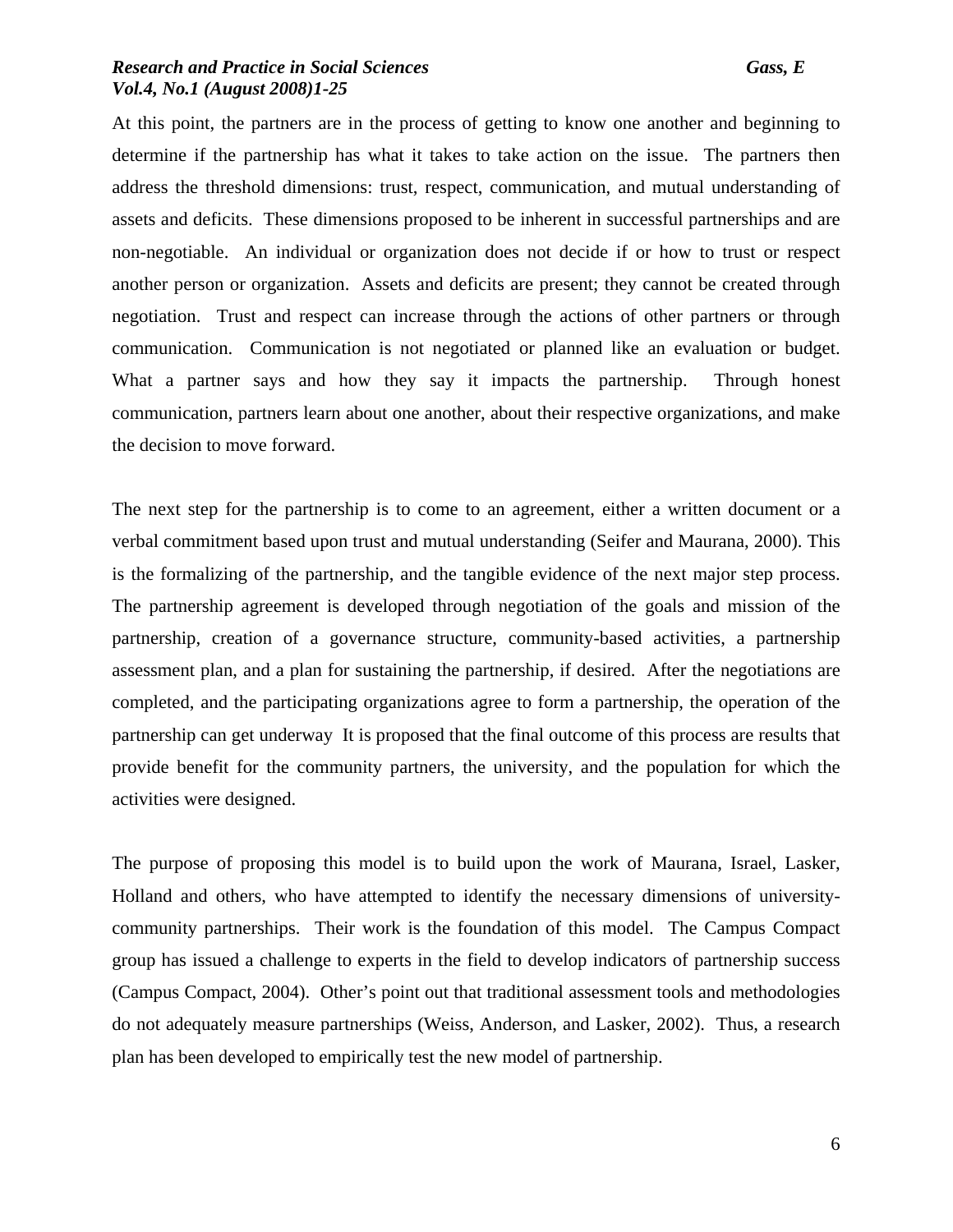At this point, the partners are in the process of getting to know one another and beginning to determine if the partnership has what it takes to take action on the issue. The partners then address the threshold dimensions: trust, respect, communication, and mutual understanding of assets and deficits. These dimensions proposed to be inherent in successful partnerships and are non-negotiable. An individual or organization does not decide if or how to trust or respect another person or organization. Assets and deficits are present; they cannot be created through negotiation. Trust and respect can increase through the actions of other partners or through communication. Communication is not negotiated or planned like an evaluation or budget. What a partner says and how they say it impacts the partnership. Through honest communication, partners learn about one another, about their respective organizations, and make the decision to move forward.

The next step for the partnership is to come to an agreement, either a written document or a verbal commitment based upon trust and mutual understanding (Seifer and Maurana, 2000). This is the formalizing of the partnership, and the tangible evidence of the next major step process. The partnership agreement is developed through negotiation of the goals and mission of the partnership, creation of a governance structure, community-based activities, a partnership assessment plan, and a plan for sustaining the partnership, if desired. After the negotiations are completed, and the participating organizations agree to form a partnership, the operation of the partnership can get underway It is proposed that the final outcome of this process are results that provide benefit for the community partners, the university, and the population for which the activities were designed.

The purpose of proposing this model is to build upon the work of Maurana, Israel, Lasker, Holland and others, who have attempted to identify the necessary dimensions of university-community partnerships. Their work is the foundation of this model. The Campus Compact group has issued a challenge to experts in the field to develop indicators of partnership success (Campus Compact, 2004). Other's point out that traditional assessment tools and methodologies do not adequately measure partnerships (Weiss, Anderson, and Lasker, 2002). Thus, a research plan has been developed to empirically test the new model of partnership.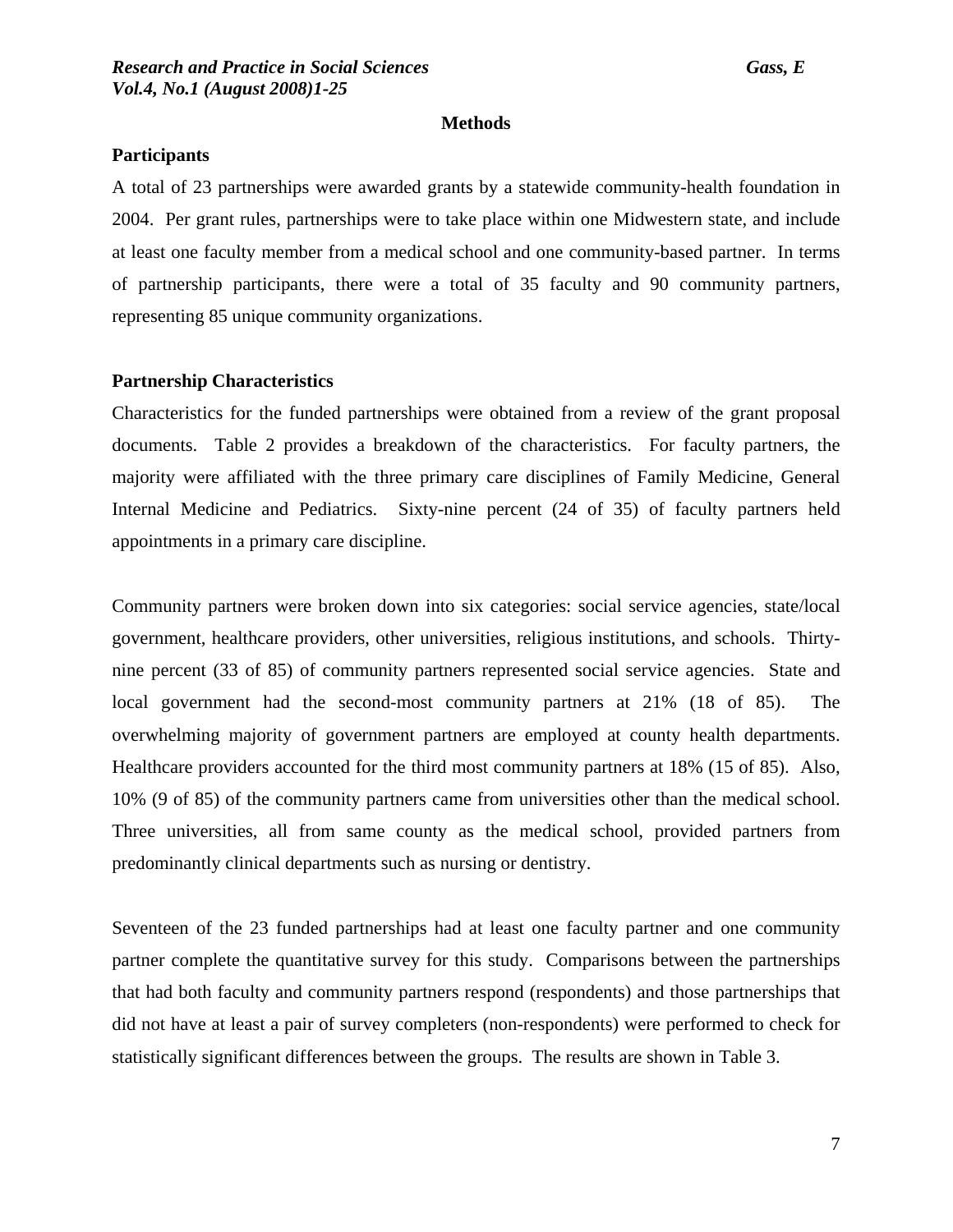## Methods

### Participants

A total of 23 partnerships were awarded grants by a statewide community-health foundation in 2004. Per grant rules, partnerships were to take place within one Midwestern state, and include at least one faculty member from a medical school and one community-based partner. In terms of partnership participants, there were a total of 35 faculty and 90 community partners, representing 85 unique community organizations.

### Partnership Characteristics

Characteristics for the funded partnerships were obtained from a review of the grant proposal documents. Table 2 provides a breakdown of the characteristics. For faculty partners, the majority were affiliated with the three primary care disciplines of Family Medicine, General Internal Medicine and Pediatrics. Sixty-nine percent (24 of 35) of faculty partners held appointments in a primary care discipline.

Community partners were broken down into six categories: social service agencies, state/local government, healthcare providers, other universities, religious institutions, and schools. Thirty-nine percent (33 of 85) of community partners represented social service agencies. State and local government had the second-most community partners at 21% (18 of 85). The overwhelming majority of government partners are employed at county health departments. Healthcare providers accounted for the third most community partners at 18% (15 of 85). Also, 10% (9 of 85) of the community partners came from universities other than the medical school. Three universities, all from same county as the medical school, provided partners from predominantly clinical departments such as nursing or dentistry.

Seventeen of the 23 funded partnerships had at least one faculty partner and one community partner complete the quantitative survey for this study. Comparisons between the partnerships that had both faculty and community partners respond (respondents) and those partnerships that did not have at least a pair of survey completers (non-respondents) were performed to check for statistically significant differences between the groups. The results are shown in Table 3.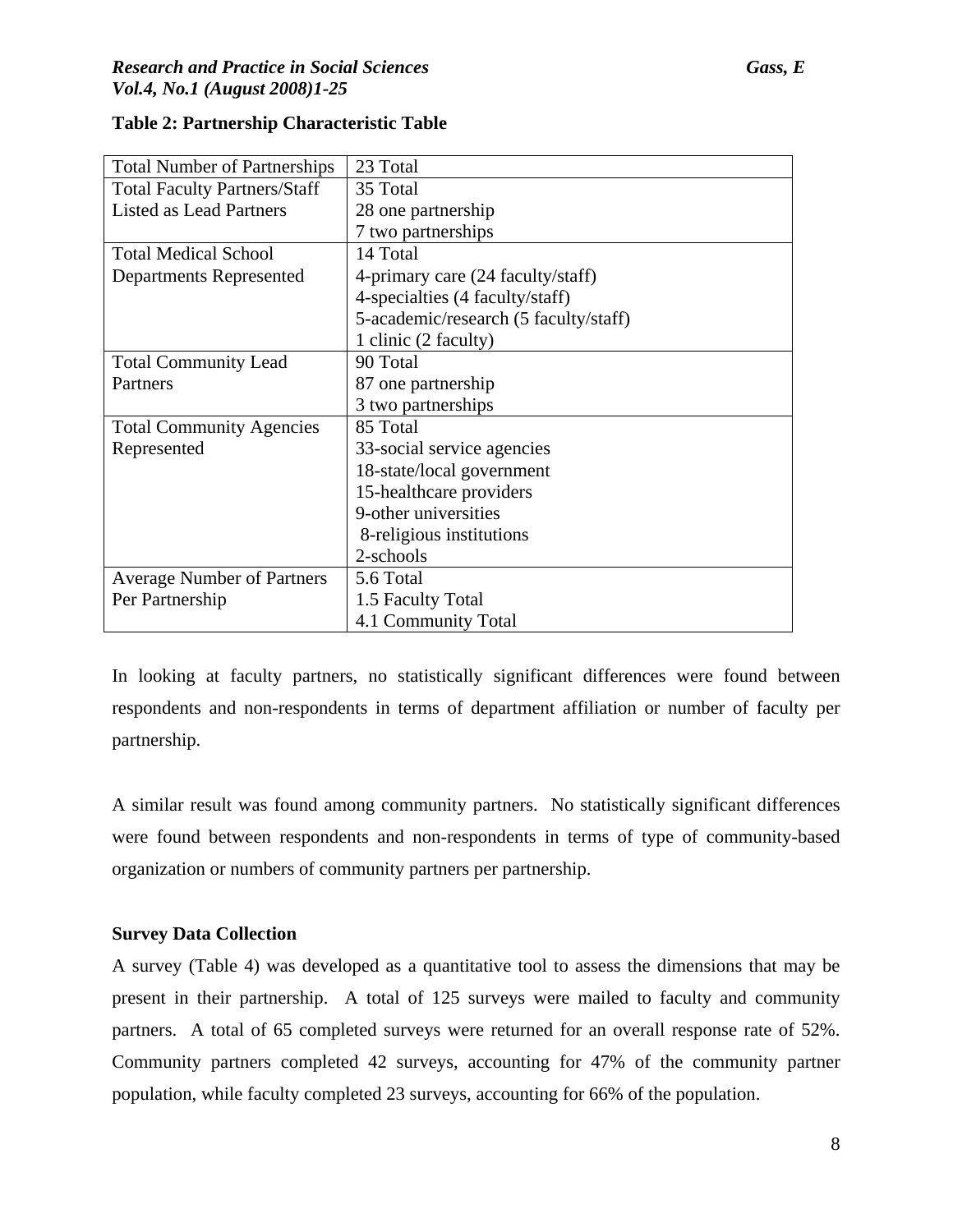**Table 2: Partnership Characteristic Table**

| | |
|---|---|
| Total Number of Partnerships | 23 Total |
| Total Faculty Partners/Staff Listed as Lead Partners | 35 Total<br>28 one partnership<br>7 two partnerships |
| Total Medical School Departments Represented | 14 Total<br>4-primary care (24 faculty/staff)<br>4-specialties (4 faculty/staff)<br>5-academic/research (5 faculty/staff)<br>1 clinic (2 faculty) |
| Total Community Lead Partners | 90 Total<br>87 one partnership<br>3 two partnerships |
| Total Community Agencies Represented | 85 Total<br>33-social service agencies<br>18-state/local government<br>15-healthcare providers<br>9-other universities<br>8-religious institutions<br>2-schools |
| Average Number of Partners Per Partnership | 5.6 Total<br>1.5 Faculty Total<br>4.1 Community Total |

In looking at faculty partners, no statistically significant differences were found between respondents and non-respondents in terms of department affiliation or number of faculty per partnership.

A similar result was found among community partners. No statistically significant differences were found between respondents and non-respondents in terms of type of community-based organization or numbers of community partners per partnership.

**Survey Data Collection**

A survey (Table 4) was developed as a quantitative tool to assess the dimensions that may be present in their partnership. A total of 125 surveys were mailed to faculty and community partners. A total of 65 completed surveys were returned for an overall response rate of 52%. Community partners completed 42 surveys, accounting for 47% of the community partner population, while faculty completed 23 surveys, accounting for 66% of the population.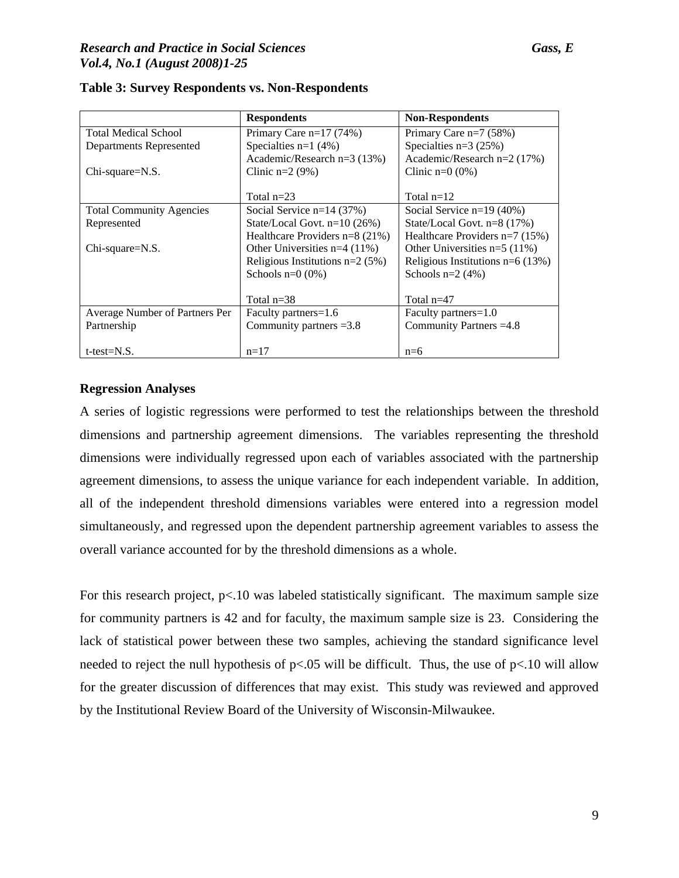**Table 3: Survey Respondents vs. Non-Respondents**

| | Respondents | Non-Respondents |
|---|---|---|
| Total Medical School Departments Represented<br><br>Chi-square=N.S. | Primary Care n=17 (74%)<br>Specialties n=1 (4%)<br>Academic/Research n=3 (13%)<br>Clinic n=2 (9%)<br><br>Total n=23 | Primary Care n=7 (58%)<br>Specialties n=3 (25%)<br>Academic/Research n=2 (17%)<br>Clinic n=0 (0%)<br><br>Total n=12 |
| Total Community Agencies Represented<br><br>Chi-square=N.S. | Social Service n=14 (37%)<br>State/Local Govt. n=10 (26%)<br>Healthcare Providers n=8 (21%)<br>Other Universities n=4 (11%)<br>Religious Institutions n=2 (5%)<br>Schools n=0 (0%)<br><br>Total n=38 | Social Service n=19 (40%)<br>State/Local Govt. n=8 (17%)<br>Healthcare Providers n=7 (15%)<br>Other Universities n=5 (11%)<br>Religious Institutions n=6 (13%)<br>Schools n=2 (4%)<br><br>Total n=47 |
| Average Number of Partners Per Partnership<br><br>t-test=N.S. | Faculty partners=1.6<br>Community partners =3.8<br><br>n=17 | Faculty partners=1.0<br>Community Partners =4.8<br><br>n=6 |

### Regression Analyses

A series of logistic regressions were performed to test the relationships between the threshold dimensions and partnership agreement dimensions. The variables representing the threshold dimensions were individually regressed upon each of variables associated with the partnership agreement dimensions, to assess the unique variance for each independent variable. In addition, all of the independent threshold dimensions variables were entered into a regression model simultaneously, and regressed upon the dependent partnership agreement variables to assess the overall variance accounted for by the threshold dimensions as a whole.

For this research project, $p<.10$ was labeled statistically significant. The maximum sample size for community partners is 42 and for faculty, the maximum sample size is 23. Considering the lack of statistical power between these two samples, achieving the standard significance level needed to reject the null hypothesis of $p<.05$ will be difficult. Thus, the use of $p<.10$ will allow for the greater discussion of differences that may exist. This study was reviewed and approved by the Institutional Review Board of the University of Wisconsin-Milwaukee.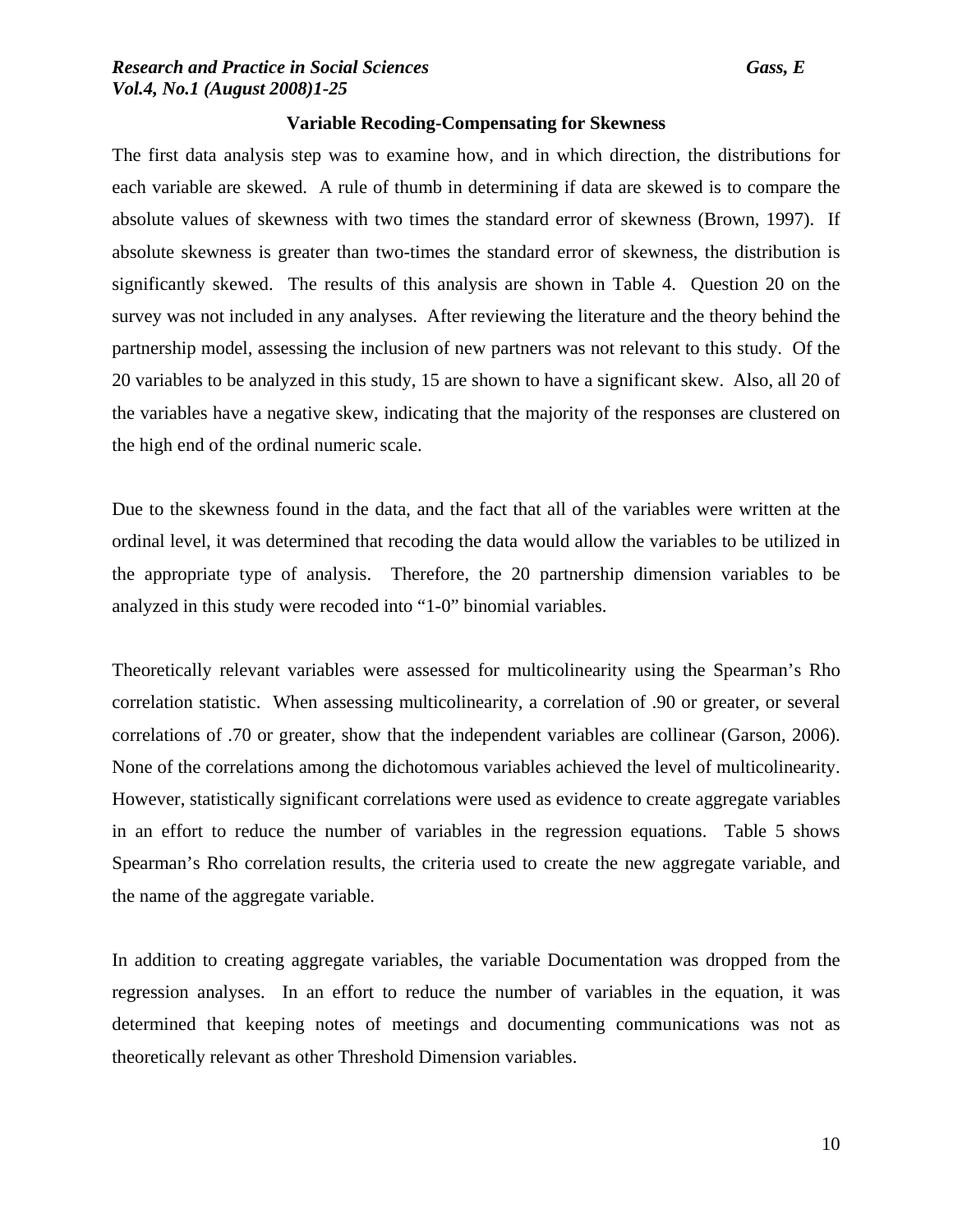### Variable Recoding-Compensating for Skewness

The first data analysis step was to examine how, and in which direction, the distributions for each variable are skewed. A rule of thumb in determining if data are skewed is to compare the absolute values of skewness with two times the standard error of skewness (Brown, 1997). If absolute skewness is greater than two-times the standard error of skewness, the distribution is significantly skewed. The results of this analysis are shown in Table 4. Question 20 on the survey was not included in any analyses. After reviewing the literature and the theory behind the partnership model, assessing the inclusion of new partners was not relevant to this study. Of the 20 variables to be analyzed in this study, 15 are shown to have a significant skew. Also, all 20 of the variables have a negative skew, indicating that the majority of the responses are clustered on the high end of the ordinal numeric scale.

Due to the skewness found in the data, and the fact that all of the variables were written at the ordinal level, it was determined that recoding the data would allow the variables to be utilized in the appropriate type of analysis. Therefore, the 20 partnership dimension variables to be analyzed in this study were recoded into "1-0" binomial variables.

Theoretically relevant variables were assessed for multicolinearity using the Spearman's Rho correlation statistic. When assessing multicolinearity, a correlation of .90 or greater, or several correlations of .70 or greater, show that the independent variables are collinear (Garson, 2006). None of the correlations among the dichotomous variables achieved the level of multicolinearity. However, statistically significant correlations were used as evidence to create aggregate variables in an effort to reduce the number of variables in the regression equations. Table 5 shows Spearman's Rho correlation results, the criteria used to create the new aggregate variable, and the name of the aggregate variable.

In addition to creating aggregate variables, the variable Documentation was dropped from the regression analyses. In an effort to reduce the number of variables in the equation, it was determined that keeping notes of meetings and documenting communications was not as theoretically relevant as other Threshold Dimension variables.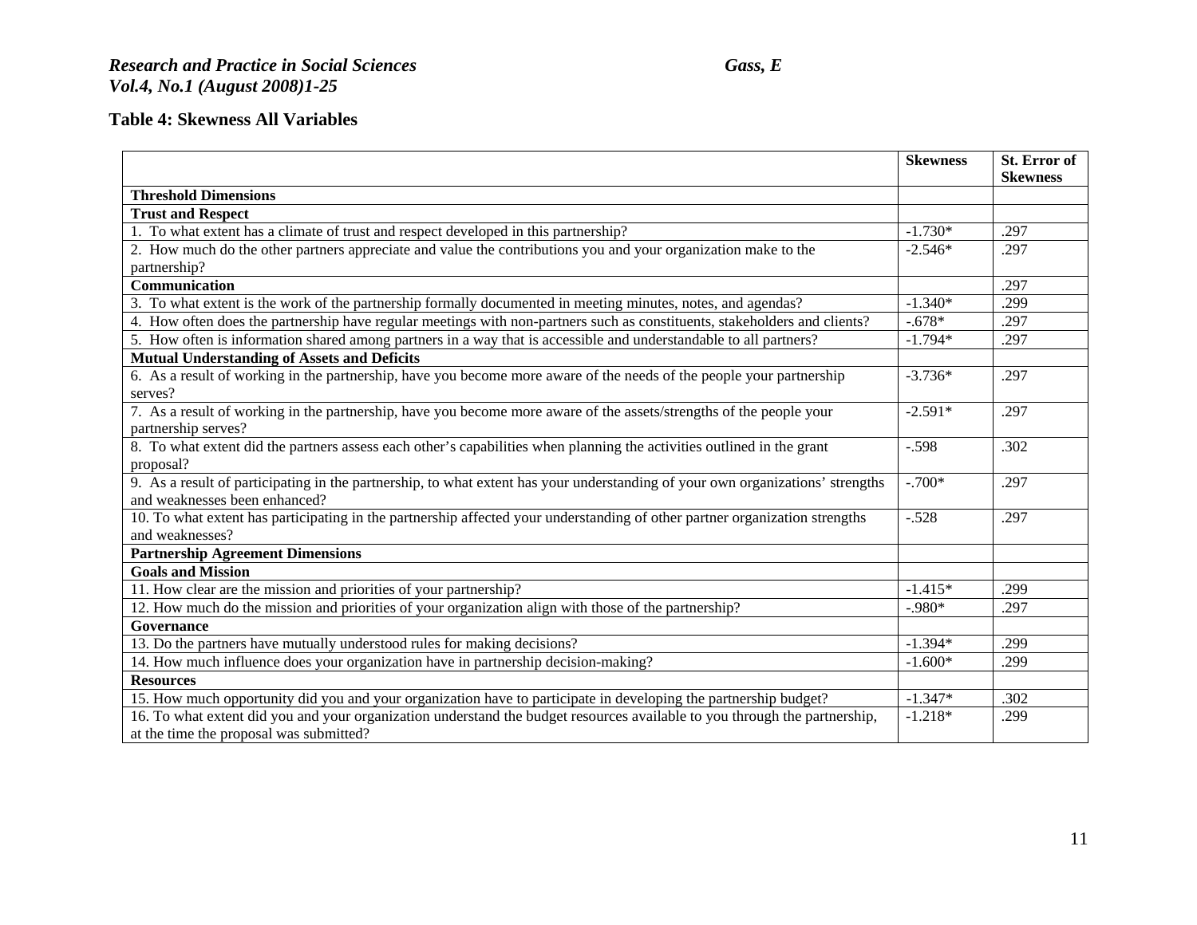**Table 4: Skewness All Variables**

| | Skewness | St. Error of Skewness |
|---|---|---|
| **Threshold Dimensions** | | |
| **Trust and Respect** | | |
| 1. To what extent has a climate of trust and respect developed in this partnership? | -1.730* | .297 |
| 2. How much do the other partners appreciate and value the contributions you and your organization make to the partnership? | -2.546* | .297 |
| **Communication** | | .297 |
| 3. To what extent is the work of the partnership formally documented in meeting minutes, notes, and agendas? | -1.340* | .299 |
| 4. How often does the partnership have regular meetings with non-partners such as constituents, stakeholders and clients? | -.678* | .297 |
| 5. How often is information shared among partners in a way that is accessible and understandable to all partners? | -1.794* | .297 |
| **Mutual Understanding of Assets and Deficits** | | |
| 6. As a result of working in the partnership, have you become more aware of the needs of the people your partnership serves? | -3.736* | .297 |
| 7. As a result of working in the partnership, have you become more aware of the assets/strengths of the people your partnership serves? | -2.591* | .297 |
| 8. To what extent did the partners assess each other's capabilities when planning the activities outlined in the grant proposal? | -.598 | .302 |
| 9. As a result of participating in the partnership, to what extent has your understanding of your own organizations' strengths and weaknesses been enhanced? | -.700* | .297 |
| 10. To what extent has participating in the partnership affected your understanding of other partner organization strengths and weaknesses? | -.528 | .297 |
| **Partnership Agreement Dimensions** | | |
| **Goals and Mission** | | |
| 11. How clear are the mission and priorities of your partnership? | -1.415* | .299 |
| 12. How much do the mission and priorities of your organization align with those of the partnership? | -.980* | .297 |
| **Governance** | | |
| 13. Do the partners have mutually understood rules for making decisions? | -1.394* | .299 |
| 14. How much influence does your organization have in partnership decision-making? | -1.600* | .299 |
| **Resources** | | |
| 15. How much opportunity did you and your organization have to participate in developing the partnership budget? | -1.347* | .302 |
| 16. To what extent did you and your organization understand the budget resources available to you through the partnership, at the time the proposal was submitted? | -1.218* | .299 |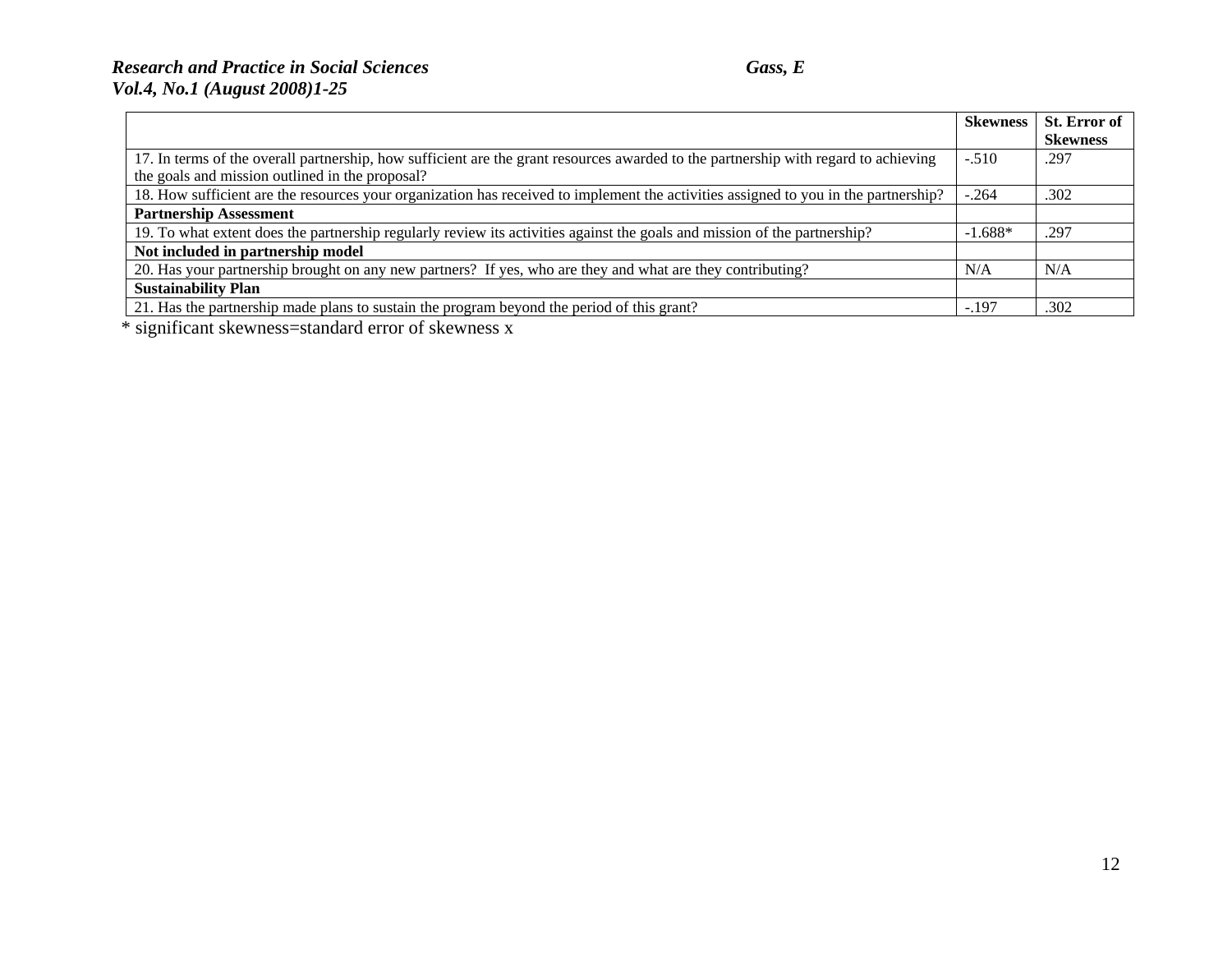| | Skewness | St. Error of Skewness |
|---|---|---|
| 17. In terms of the overall partnership, how sufficient are the grant resources awarded to the partnership with regard to achieving the goals and mission outlined in the proposal? | -.510 | .297 |
| 18. How sufficient are the resources your organization has received to implement the activities assigned to you in the partnership? | -.264 | .302 |
| **Partnership Assessment** | | |
| 19. To what extent does the partnership regularly review its activities against the goals and mission of the partnership? | -1.688* | .297 |
| **Not included in partnership model** | | |
| 20. Has your partnership brought on any new partners? If yes, who are they and what are they contributing? | N/A | N/A |
| **Sustainability Plan** | | |
| 21. Has the partnership made plans to sustain the program beyond the period of this grant? | -.197 | .302 |

* significant skewness=standard error of skewness x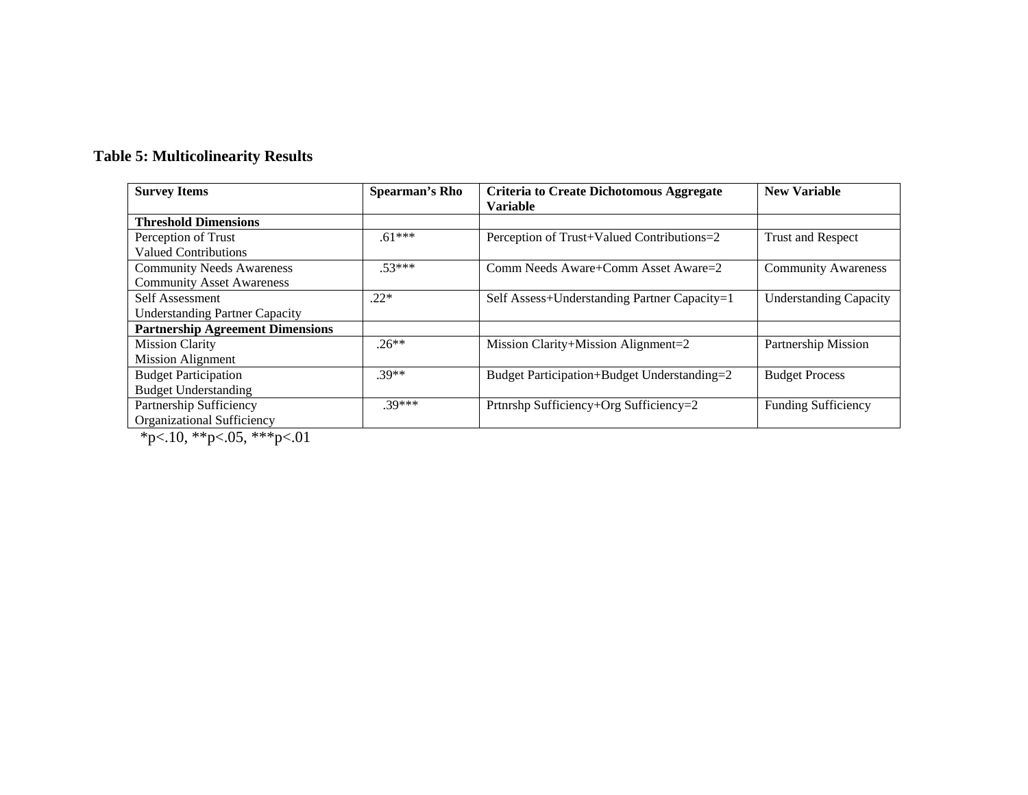**Table 5: Multicolinearity Results**

| Survey Items | Spearman's Rho | Criteria to Create Dichotomous Aggregate Variable | New Variable |
|---|---|---|---|
| **Threshold Dimensions** | | | |
| Perception of Trust<br>Valued Contributions | .61*** | Perception of Trust+Valued Contributions=2 | Trust and Respect |
| Community Needs Awareness<br>Community Asset Awareness | .53*** | Comm Needs Aware+Comm Asset Aware=2 | Community Awareness |
| Self Assessment<br>Understanding Partner Capacity | .22* | Self Assess+Understanding Partner Capacity=1 | Understanding Capacity |
| **Partnership Agreement Dimensions** | | | |
| Mission Clarity<br>Mission Alignment | .26** | Mission Clarity+Mission Alignment=2 | Partnership Mission |
| Budget Participation<br>Budget Understanding | .39** | Budget Participation+Budget Understanding=2 | Budget Process |
| Partnership Sufficiency<br>Organizational Sufficiency | .39*** | Prtnrshp Sufficiency+Org Sufficiency=2 | Funding Sufficiency |

*p<.10, **p<.05, ***p<.01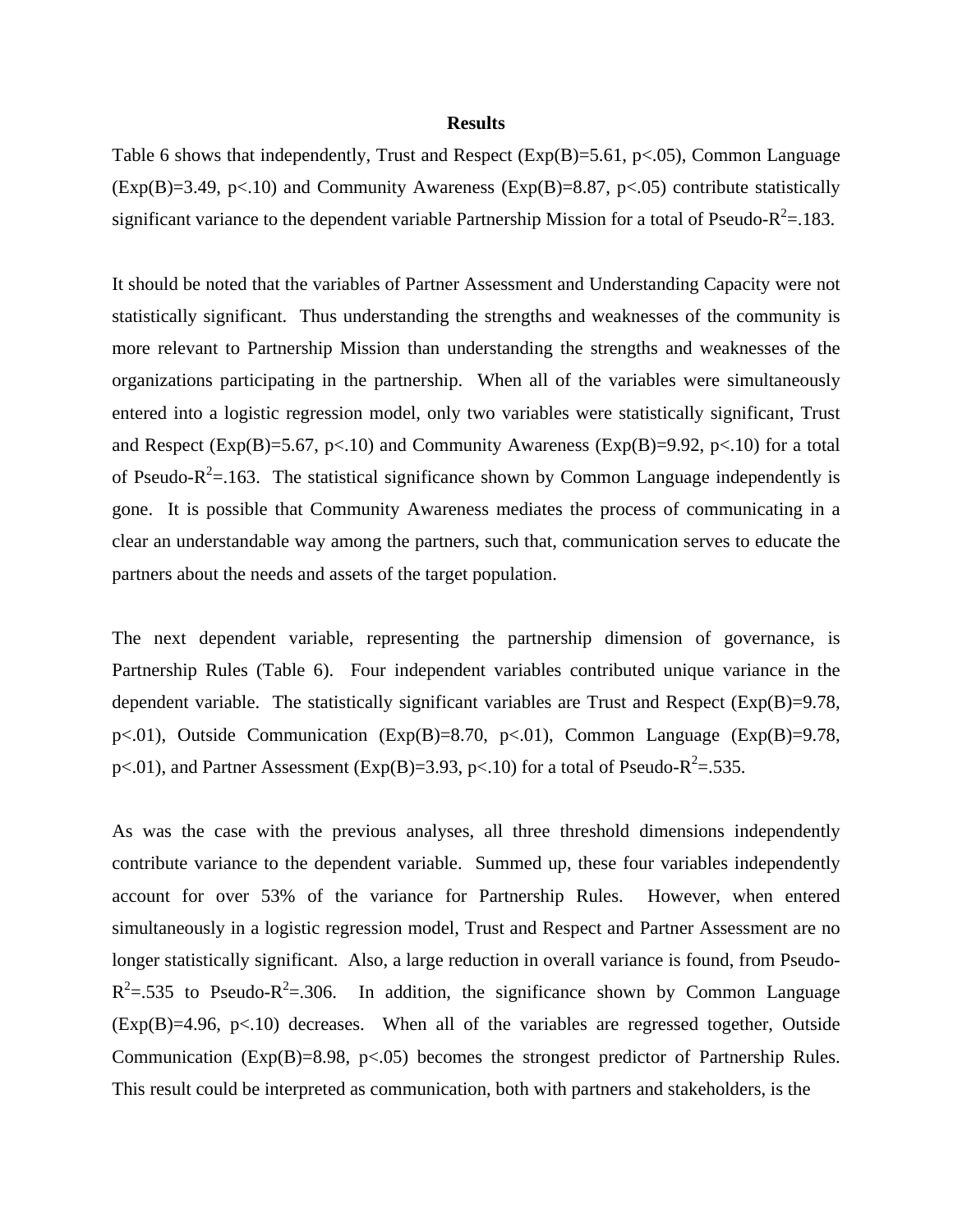## Results

Table 6 shows that independently, Trust and Respect (Exp(B)=5.61, $p<.05$), Common Language (Exp(B)=3.49, $p<.10$) and Community Awareness (Exp(B)=8.87, $p<.05$) contribute statistically significant variance to the dependent variable Partnership Mission for a total of Pseudo-$R^2$=.183.

It should be noted that the variables of Partner Assessment and Understanding Capacity were not statistically significant. Thus understanding the strengths and weaknesses of the community is more relevant to Partnership Mission than understanding the strengths and weaknesses of the organizations participating in the partnership. When all of the variables were simultaneously entered into a logistic regression model, only two variables were statistically significant, Trust and Respect (Exp(B)=5.67, $p<.10$) and Community Awareness (Exp(B)=9.92, $p<.10$) for a total of Pseudo-$R^2$=.163. The statistical significance shown by Common Language independently is gone. It is possible that Community Awareness mediates the process of communicating in a clear an understandable way among the partners, such that, communication serves to educate the partners about the needs and assets of the target population.

The next dependent variable, representing the partnership dimension of governance, is Partnership Rules (Table 6). Four independent variables contributed unique variance in the dependent variable. The statistically significant variables are Trust and Respect (Exp(B)=9.78, $p<.01$), Outside Communication (Exp(B)=8.70, $p<.01$), Common Language (Exp(B)=9.78, $p<.01$), and Partner Assessment (Exp(B)=3.93, $p<.10$) for a total of Pseudo-$R^2$=.535.

As was the case with the previous analyses, all three threshold dimensions independently contribute variance to the dependent variable. Summed up, these four variables independently account for over 53% of the variance for Partnership Rules. However, when entered simultaneously in a logistic regression model, Trust and Respect and Partner Assessment are no longer statistically significant. Also, a large reduction in overall variance is found, from Pseudo-$R^2$=.535 to Pseudo-$R^2$=.306. In addition, the significance shown by Common Language (Exp(B)=4.96, $p<.10$) decreases. When all of the variables are regressed together, Outside Communication (Exp(B)=8.98, $p<.05$) becomes the strongest predictor of Partnership Rules. This result could be interpreted as communication, both with partners and stakeholders, is the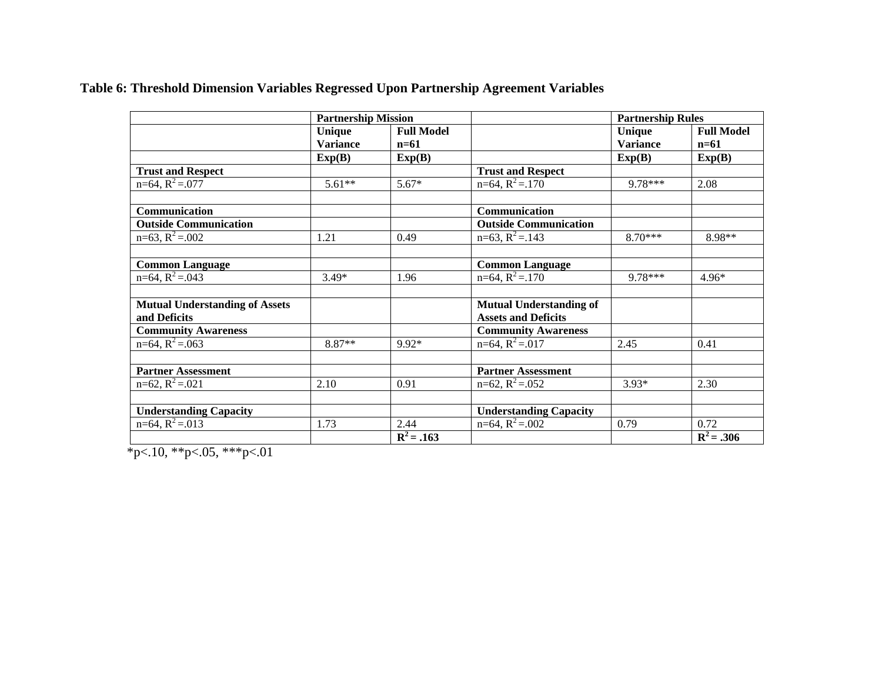**Table 6: Threshold Dimension Variables Regressed Upon Partnership Agreement Variables**

| | Partnership Mission | | | Partnership Rules | |
|---|---|---|---|---|---|
| | Unique Variance | Full Model n=61 | | Unique Variance | Full Model n=61 |
| | Exp(B) | Exp(B) | | Exp(B) | Exp(B) |
| **Trust and Respect** | | | **Trust and Respect** | | |
| n=64, $R^2$ =.077 | 5.61** | 5.67* | n=64, $R^2$ =.170 | 9.78*** | 2.08 |
| | | | | | |
| **Communication** | | | **Communication** | | |
| **Outside Communication** | | | **Outside Communication** | | |
| n=63, $R^2$ =.002 | 1.21 | 0.49 | n=63, $R^2$ =.143 | 8.70*** | 8.98** |
| | | | | | |
| **Common Language** | | | **Common Language** | | |
| n=64, $R^2$ =.043 | 3.49* | 1.96 | n=64, $R^2$ =.170 | 9.78*** | 4.96* |
| | | | | | |
| **Mutual Understanding of Assets and Deficits** | | | **Mutual Understanding of Assets and Deficits** | | |
| **Community Awareness** | | | **Community Awareness** | | |
| n=64, $R^2$ =.063 | 8.87** | 9.92* | n=64, $R^2$ =.017 | 2.45 | 0.41 |
| | | | | | |
| **Partner Assessment** | | | **Partner Assessment** | | |
| n=62, $R^2$ =.021 | 2.10 | 0.91 | n=62, $R^2$ =.052 | 3.93* | 2.30 |
| | | | | | |
| **Understanding Capacity** | | | **Understanding Capacity** | | |
| n=64, $R^2$ =.013 | 1.73 | 2.44 | n=64, $R^2$ =.002 | 0.79 | 0.72 |
| | | **$R^2$ = .163** | | | **$R^2$ = .306** |

*p<.10, **p<.05, ***p<.01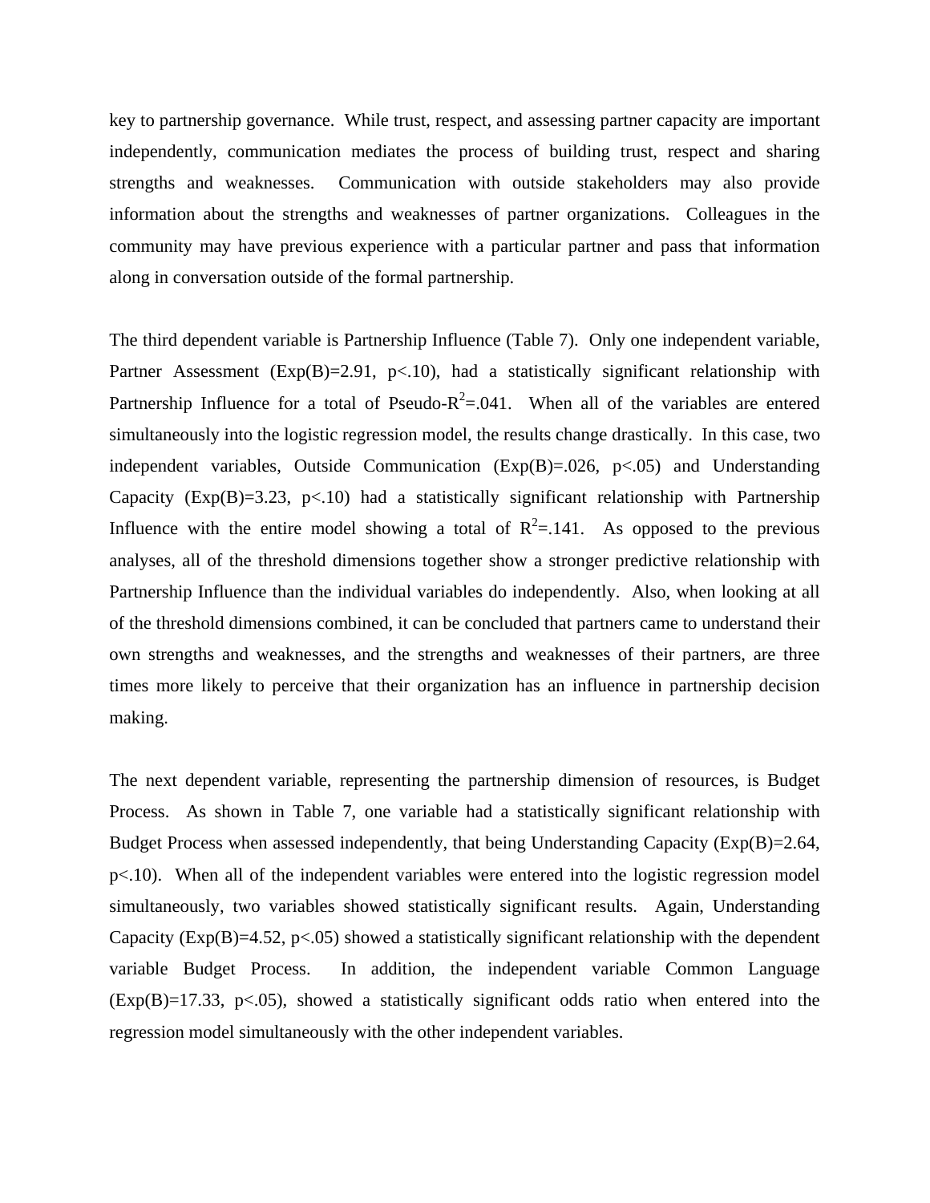key to partnership governance. While trust, respect, and assessing partner capacity are important independently, communication mediates the process of building trust, respect and sharing strengths and weaknesses. Communication with outside stakeholders may also provide information about the strengths and weaknesses of partner organizations. Colleagues in the community may have previous experience with a particular partner and pass that information along in conversation outside of the formal partnership.

The third dependent variable is Partnership Influence (Table 7). Only one independent variable, Partner Assessment (Exp(B)=2.91, $p<.10$), had a statistically significant relationship with Partnership Influence for a total of Pseudo-$R^2$=.041. When all of the variables are entered simultaneously into the logistic regression model, the results change drastically. In this case, two independent variables, Outside Communication (Exp(B)=.026, $p<.05$) and Understanding Capacity (Exp(B)=3.23, $p<.10$) had a statistically significant relationship with Partnership Influence with the entire model showing a total of $R^2$=.141. As opposed to the previous analyses, all of the threshold dimensions together show a stronger predictive relationship with Partnership Influence than the individual variables do independently. Also, when looking at all of the threshold dimensions combined, it can be concluded that partners came to understand their own strengths and weaknesses, and the strengths and weaknesses of their partners, are three times more likely to perceive that their organization has an influence in partnership decision making.

The next dependent variable, representing the partnership dimension of resources, is Budget Process. As shown in Table 7, one variable had a statistically significant relationship with Budget Process when assessed independently, that being Understanding Capacity (Exp(B)=2.64, $p<.10$). When all of the independent variables were entered into the logistic regression model simultaneously, two variables showed statistically significant results. Again, Understanding Capacity (Exp(B)=4.52, $p<.05$) showed a statistically significant relationship with the dependent variable Budget Process. In addition, the independent variable Common Language (Exp(B)=17.33, $p<.05$), showed a statistically significant odds ratio when entered into the regression model simultaneously with the other independent variables.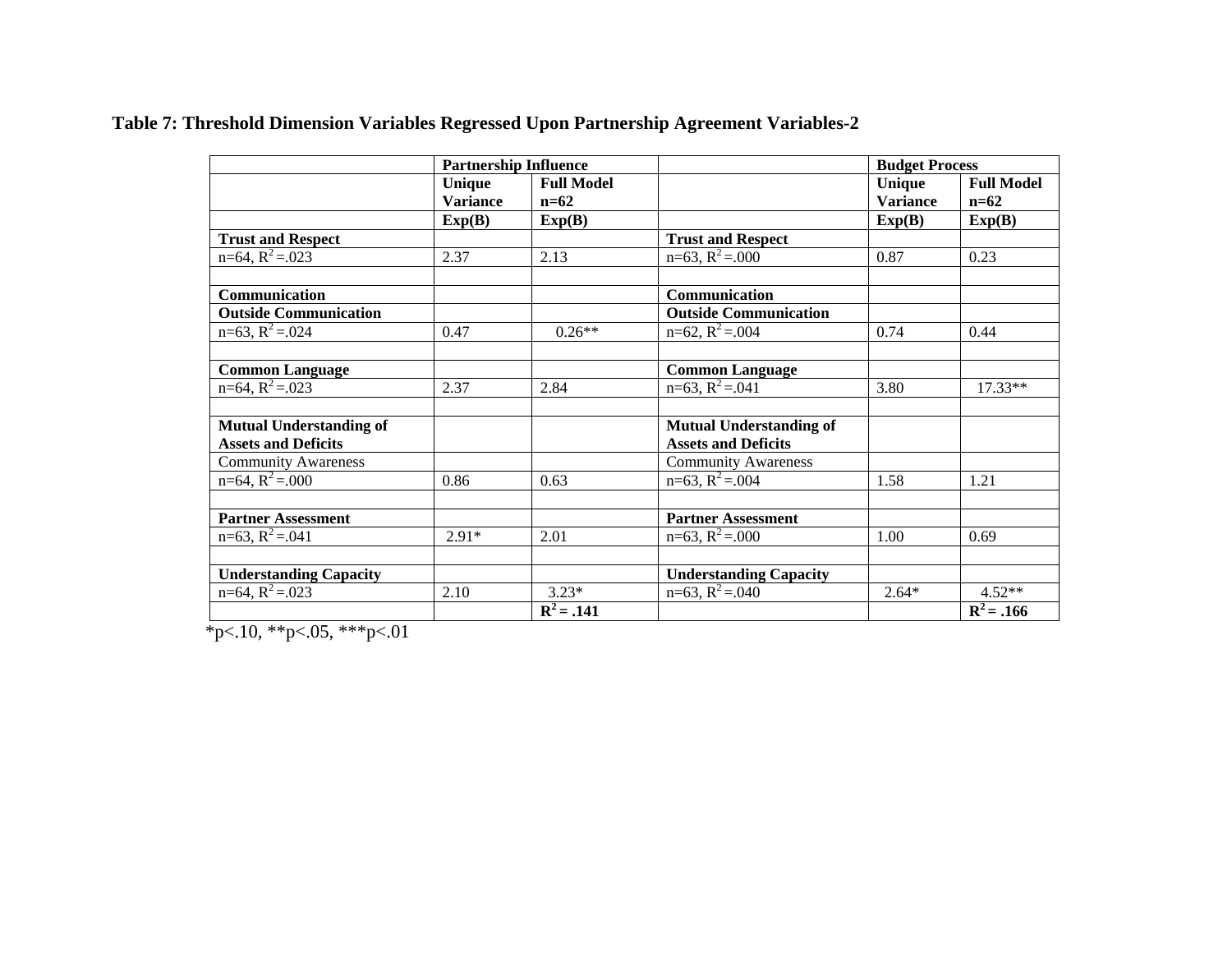**Table 7: Threshold Dimension Variables Regressed Upon Partnership Agreement Variables-2**

| | Partnership Influence | | | Budget Process | |
|---|---|---|---|---|---|
| | Unique Variance | Full Model n=62 | | Unique Variance | Full Model n=62 |
| | Exp(B) | Exp(B) | | Exp(B) | Exp(B) |
| **Trust and Respect** | | | **Trust and Respect** | | |
| n=64, $R^2$ =.023 | 2.37 | 2.13 | n=63, $R^2$ =.000 | 0.87 | 0.23 |
| | | | | | |
| **Communication** | | | **Communication** | | |
| **Outside Communication** | | | **Outside Communication** | | |
| n=63, $R^2$ =.024 | 0.47 | 0.26** | n=62, $R^2$ =.004 | 0.74 | 0.44 |
| | | | | | |
| **Common Language** | | | **Common Language** | | |
| n=64, $R^2$ =.023 | 2.37 | 2.84 | n=63, $R^2$ =.041 | 3.80 | 17.33** |
| | | | | | |
| **Mutual Understanding of Assets and Deficits** | | | **Mutual Understanding of Assets and Deficits** | | |
| Community Awareness | | | Community Awareness | | |
| n=64, $R^2$ =.000 | 0.86 | 0.63 | n=63, $R^2$ =.004 | 1.58 | 1.21 |
| | | | | | |
| **Partner Assessment** | | | **Partner Assessment** | | |
| n=63, $R^2$ =.041 | 2.91* | 2.01 | n=63, $R^2$ =.000 | 1.00 | 0.69 |
| | | | | | |
| **Understanding Capacity** | | | **Understanding Capacity** | | |
| n=64, $R^2$ =.023 | 2.10 | 3.23* | n=63, $R^2$ =.040 | 2.64* | 4.52** |
| | | **$R^2$ = .141** | | | **$R^2$ = .166** |

*p<.10, **p<.05, ***p<.01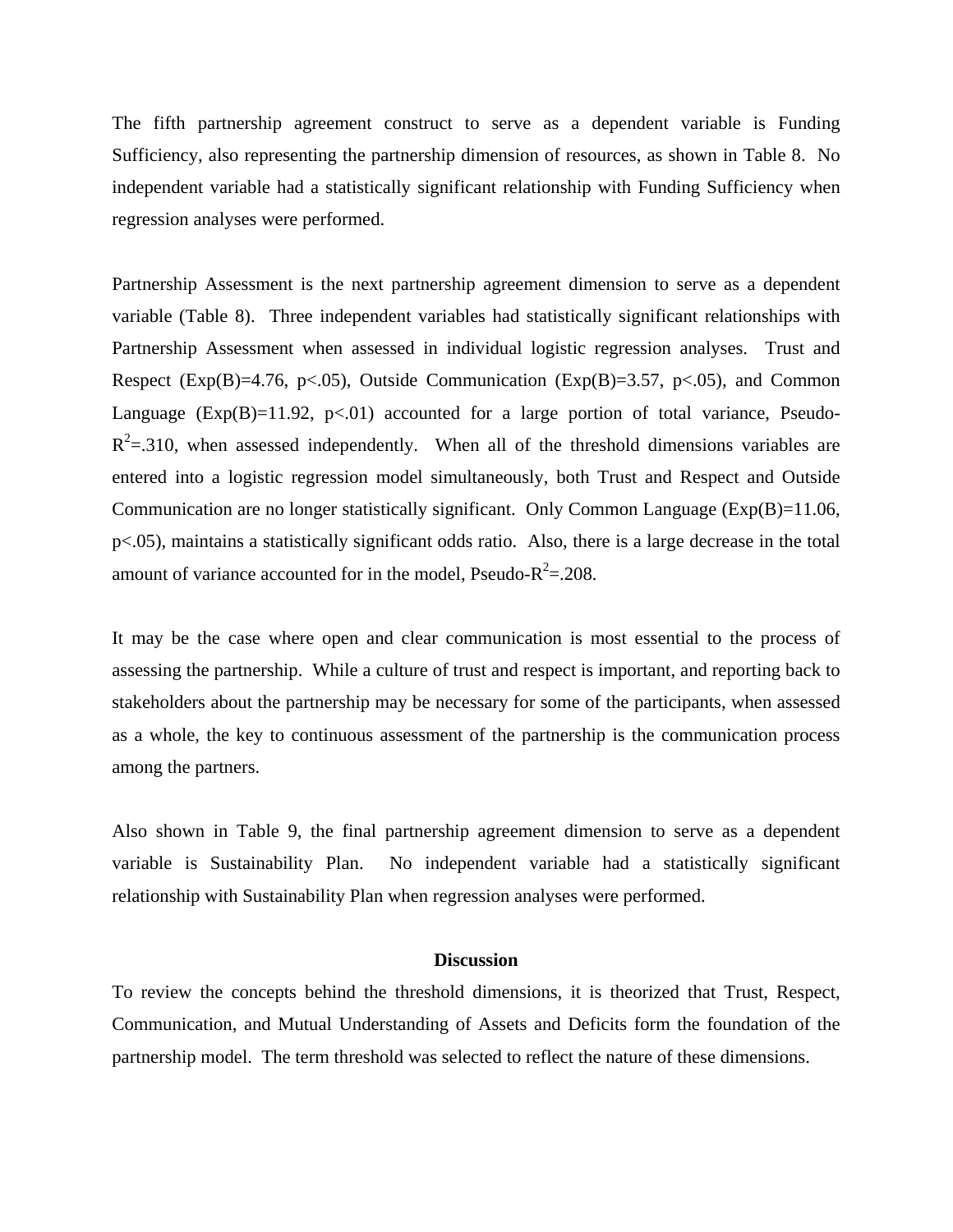The fifth partnership agreement construct to serve as a dependent variable is Funding Sufficiency, also representing the partnership dimension of resources, as shown in Table 8. No independent variable had a statistically significant relationship with Funding Sufficiency when regression analyses were performed.

Partnership Assessment is the next partnership agreement dimension to serve as a dependent variable (Table 8). Three independent variables had statistically significant relationships with Partnership Assessment when assessed in individual logistic regression analyses. Trust and Respect (Exp(B)=4.76, $p<.05$), Outside Communication (Exp(B)=3.57, $p<.05$), and Common Language (Exp(B)=11.92, $p<.01$) accounted for a large portion of total variance, Pseudo-$R^2$=.310, when assessed independently. When all of the threshold dimensions variables are entered into a logistic regression model simultaneously, both Trust and Respect and Outside Communication are no longer statistically significant. Only Common Language (Exp(B)=11.06, $p<.05$), maintains a statistically significant odds ratio. Also, there is a large decrease in the total amount of variance accounted for in the model, Pseudo-$R^2$=.208.

It may be the case where open and clear communication is most essential to the process of assessing the partnership. While a culture of trust and respect is important, and reporting back to stakeholders about the partnership may be necessary for some of the participants, when assessed as a whole, the key to continuous assessment of the partnership is the communication process among the partners.

Also shown in Table 9, the final partnership agreement dimension to serve as a dependent variable is Sustainability Plan. No independent variable had a statistically significant relationship with Sustainability Plan when regression analyses were performed.

## Discussion

To review the concepts behind the threshold dimensions, it is theorized that Trust, Respect, Communication, and Mutual Understanding of Assets and Deficits form the foundation of the partnership model. The term threshold was selected to reflect the nature of these dimensions.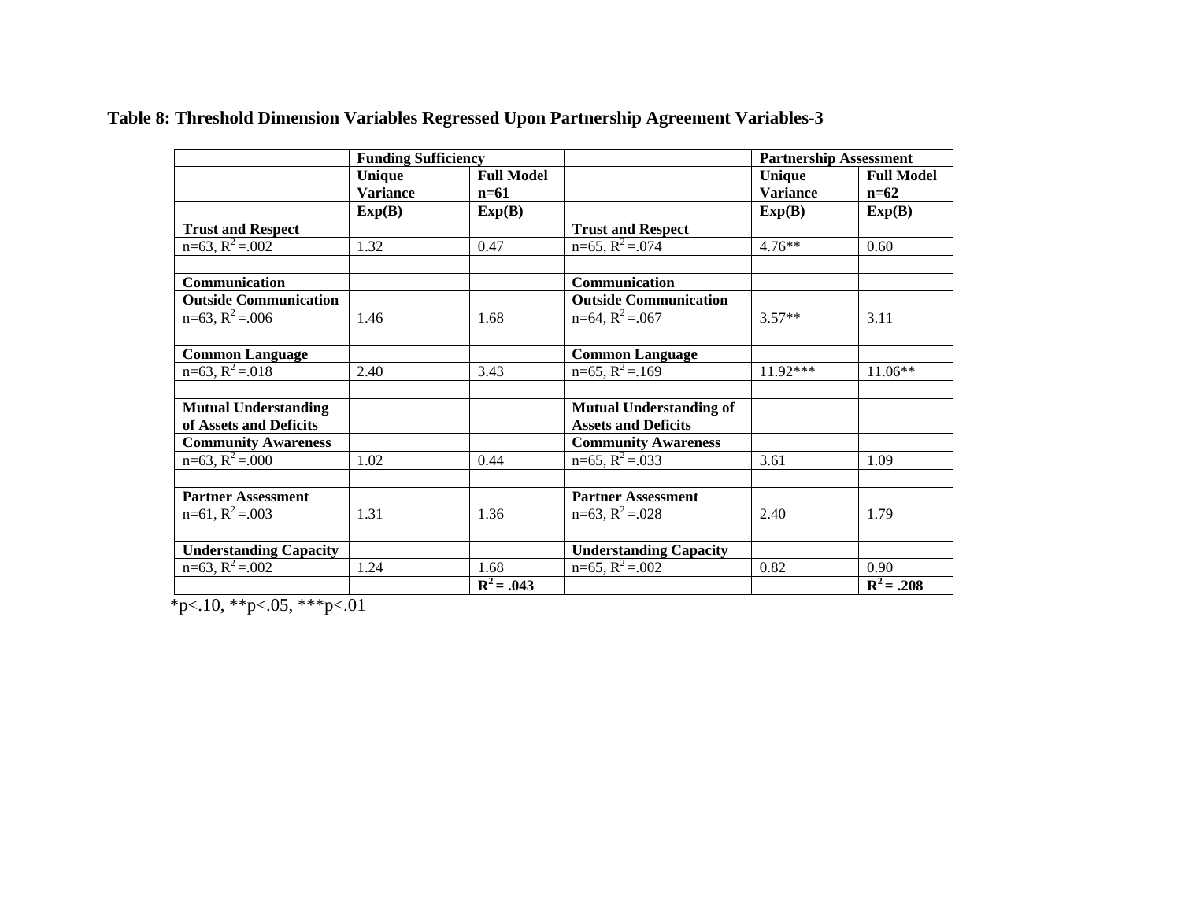**Table 8: Threshold Dimension Variables Regressed Upon Partnership Agreement Variables-3**

| | Funding Sufficiency | | | Partnership Assessment | |
|---|---|---|---|---|---|
| | Unique Variance | Full Model n=61 | | Unique Variance | Full Model n=62 |
| | Exp(B) | Exp(B) | | Exp(B) | Exp(B) |
| **Trust and Respect** | | | **Trust and Respect** | | |
| n=63, $R^2$ =.002 | 1.32 | 0.47 | n=65, $R^2$ =.074 | 4.76** | 0.60 |
| | | | | | |
| **Communication** | | | **Communication** | | |
| **Outside Communication** | | | **Outside Communication** | | |
| n=63, $R^2$ =.006 | 1.46 | 1.68 | n=64, $R^2$ =.067 | 3.57** | 3.11 |
| | | | | | |
| **Common Language** | | | **Common Language** | | |
| n=63, $R^2$ =.018 | 2.40 | 3.43 | n=65, $R^2$ =.169 | 11.92*** | 11.06** |
| | | | | | |
| **Mutual Understanding of Assets and Deficits** | | | **Mutual Understanding of Assets and Deficits** | | |
| **Community Awareness** | | | **Community Awareness** | | |
| n=63, $R^2$ =.000 | 1.02 | 0.44 | n=65, $R^2$ =.033 | 3.61 | 1.09 |
| | | | | | |
| **Partner Assessment** | | | **Partner Assessment** | | |
| n=61, $R^2$ =.003 | 1.31 | 1.36 | n=63, $R^2$ =.028 | 2.40 | 1.79 |
| | | | | | |
| **Understanding Capacity** | | | **Understanding Capacity** | | |
| n=63, $R^2$ =.002 | 1.24 | 1.68 | n=65, $R^2$ =.002 | 0.82 | 0.90 |
| | | **$R^2$ = .043** | | | **$R^2$ = .208** |

*p<.10, **p<.05, ***p<.01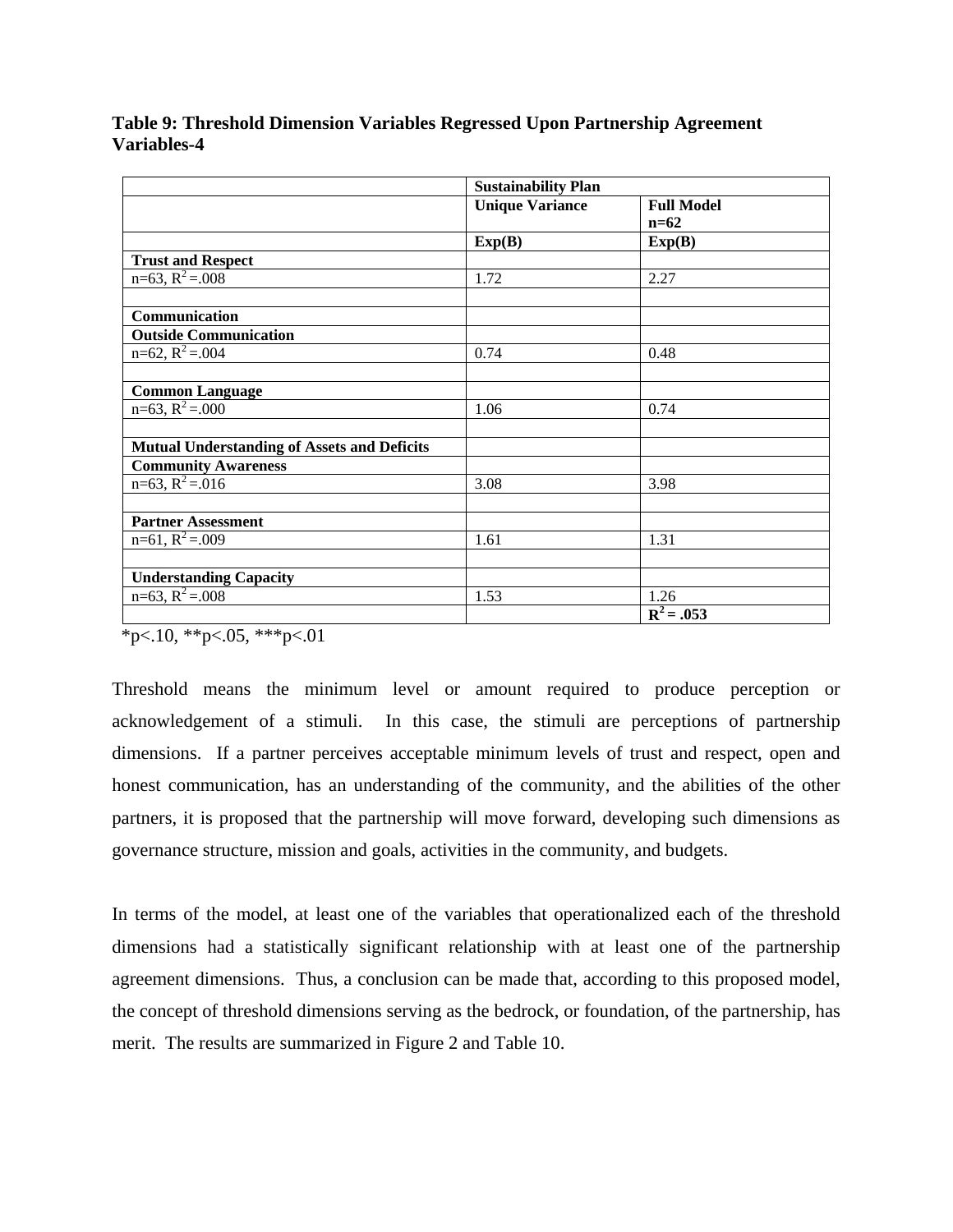**Table 9: Threshold Dimension Variables Regressed Upon Partnership Agreement Variables-4**

| | Sustainability Plan | |
|---|---|---|
| | **Unique Variance** | **Full Model n=62** |
| | **Exp(B)** | **Exp(B)** |
| **Trust and Respect** | | |
| n=63, $R^2$ =.008 | 1.72 | 2.27 |
| | | |
| **Communication** | | |
| **Outside Communication** | | |
| n=62, $R^2$ =.004 | 0.74 | 0.48 |
| | | |
| **Common Language** | | |
| n=63, $R^2$ =.000 | 1.06 | 0.74 |
| | | |
| **Mutual Understanding of Assets and Deficits** | | |
| **Community Awareness** | | |
| n=63, $R^2$ =.016 | 3.08 | 3.98 |
| | | |
| **Partner Assessment** | | |
| n=61, $R^2$ =.009 | 1.61 | 1.31 |
| | | |
| **Understanding Capacity** | | |
| n=63, $R^2$ =.008 | 1.53 | 1.26 |
| | | **$R^2$ = .053** |

*p<.10, **p<.05, ***p<.01

Threshold means the minimum level or amount required to produce perception or acknowledgement of a stimuli. In this case, the stimuli are perceptions of partnership dimensions. If a partner perceives acceptable minimum levels of trust and respect, open and honest communication, has an understanding of the community, and the abilities of the other partners, it is proposed that the partnership will move forward, developing such dimensions as governance structure, mission and goals, activities in the community, and budgets.

In terms of the model, at least one of the variables that operationalized each of the threshold dimensions had a statistically significant relationship with at least one of the partnership agreement dimensions. Thus, a conclusion can be made that, according to this proposed model, the concept of threshold dimensions serving as the bedrock, or foundation, of the partnership, has merit. The results are summarized in Figure 2 and Table 10.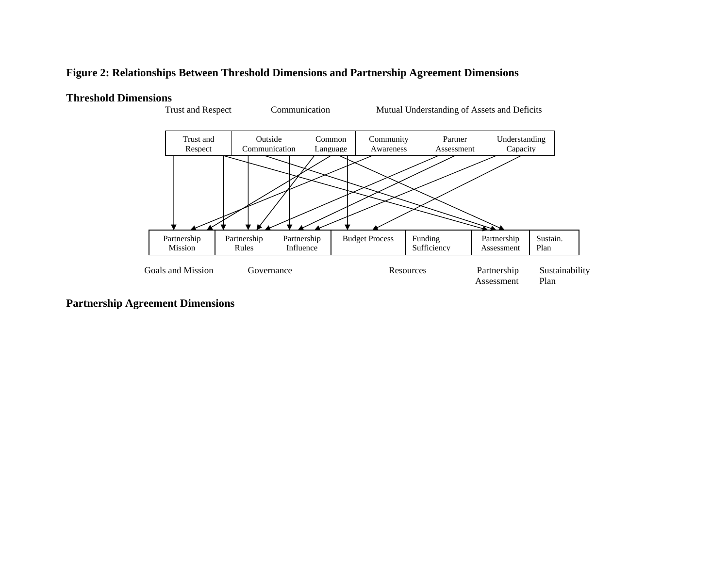**Figure 2: Relationships Between Threshold Dimensions and Partnership Agreement Dimensions**

**Threshold Dimensions**

Trust and Respect | Communication | Mutual Understanding of Assets and Deficits

| Trust and Respect | Outside Communication | Common Language | Community Awareness | Partner Assessment | Understanding Capacity |
|---|---|---|---|---|---|

| Partnership Mission | Partnership Rules | Partnership Influence | Budget Process | Funding Sufficiency | Partnership Assessment | Sustain. Plan |
|---|---|---|---|---|---|---|

Goals and Mission | Governance | Resources | Partnership Assessment | Sustainability Plan

**Partnership Agreement Dimensions**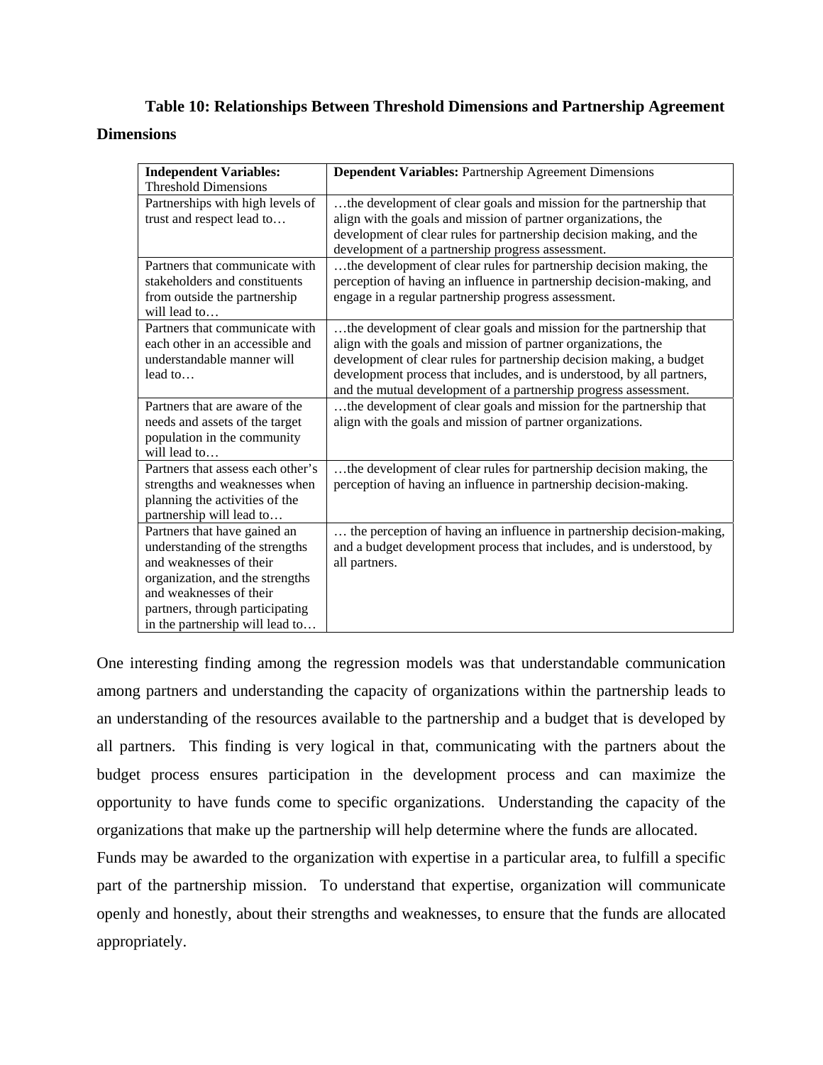**Table 10: Relationships Between Threshold Dimensions and Partnership Agreement Dimensions**

| **Independent Variables:** Threshold Dimensions | **Dependent Variables:** Partnership Agreement Dimensions |
|---|---|
| Partnerships with high levels of trust and respect lead to… | …the development of clear goals and mission for the partnership that align with the goals and mission of partner organizations, the development of clear rules for partnership decision making, and the development of a partnership progress assessment. |
| Partners that communicate with stakeholders and constituents from outside the partnership will lead to… | …the development of clear rules for partnership decision making, the perception of having an influence in partnership decision-making, and engage in a regular partnership progress assessment. |
| Partners that communicate with each other in an accessible and understandable manner will lead to… | …the development of clear goals and mission for the partnership that align with the goals and mission of partner organizations, the development of clear rules for partnership decision making, a budget development process that includes, and is understood, by all partners, and the mutual development of a partnership progress assessment. |
| Partners that are aware of the needs and assets of the target population in the community will lead to… | …the development of clear goals and mission for the partnership that align with the goals and mission of partner organizations. |
| Partners that assess each other's strengths and weaknesses when planning the activities of the partnership will lead to… | …the development of clear rules for partnership decision making, the perception of having an influence in partnership decision-making. |
| Partners that have gained an understanding of the strengths and weaknesses of their organization, and the strengths and weaknesses of their partners, through participating in the partnership will lead to… | … the perception of having an influence in partnership decision-making, and a budget development process that includes, and is understood, by all partners. |

One interesting finding among the regression models was that understandable communication among partners and understanding the capacity of organizations within the partnership leads to an understanding of the resources available to the partnership and a budget that is developed by all partners. This finding is very logical in that, communicating with the partners about the budget process ensures participation in the development process and can maximize the opportunity to have funds come to specific organizations. Understanding the capacity of the organizations that make up the partnership will help determine where the funds are allocated.
Funds may be awarded to the organization with expertise in a particular area, to fulfill a specific part of the partnership mission. To understand that expertise, organization will communicate openly and honestly, about their strengths and weaknesses, to ensure that the funds are allocated appropriately.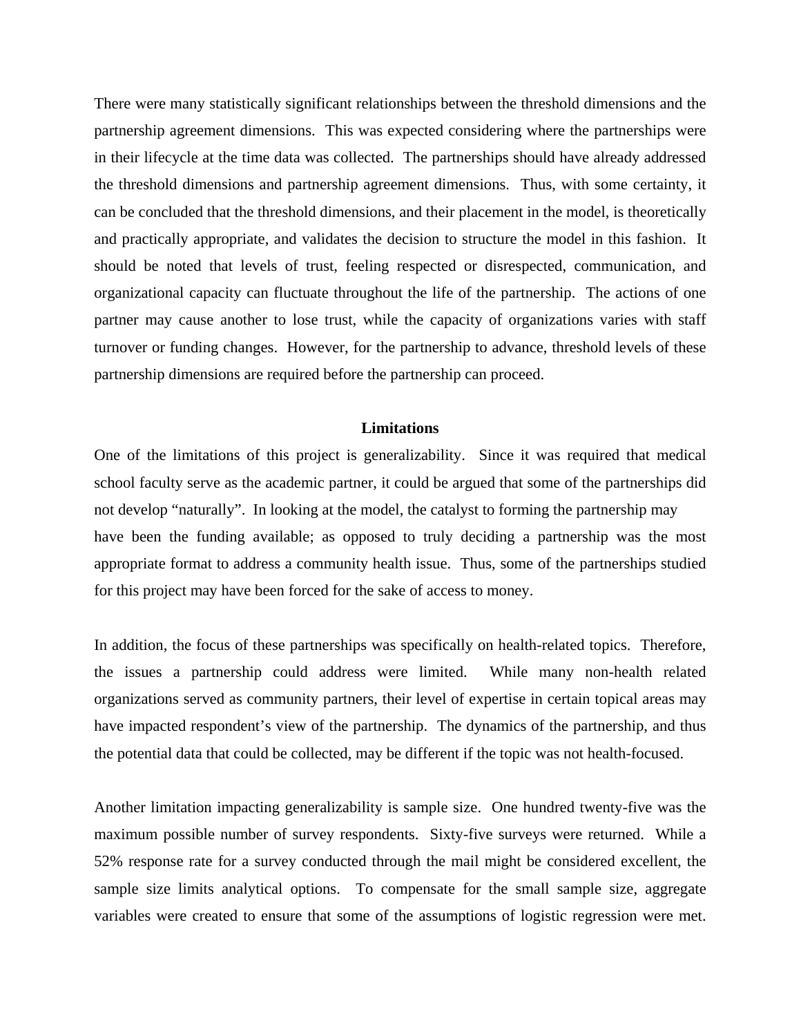There were many statistically significant relationships between the threshold dimensions and the partnership agreement dimensions. This was expected considering where the partnerships were in their lifecycle at the time data was collected. The partnerships should have already addressed the threshold dimensions and partnership agreement dimensions. Thus, with some certainty, it can be concluded that the threshold dimensions, and their placement in the model, is theoretically and practically appropriate, and validates the decision to structure the model in this fashion. It should be noted that levels of trust, feeling respected or disrespected, communication, and organizational capacity can fluctuate throughout the life of the partnership. The actions of one partner may cause another to lose trust, while the capacity of organizations varies with staff turnover or funding changes. However, for the partnership to advance, threshold levels of these partnership dimensions are required before the partnership can proceed.

## Limitations

One of the limitations of this project is generalizability. Since it was required that medical school faculty serve as the academic partner, it could be argued that some of the partnerships did not develop "naturally". In looking at the model, the catalyst to forming the partnership may have been the funding available; as opposed to truly deciding a partnership was the most appropriate format to address a community health issue. Thus, some of the partnerships studied for this project may have been forced for the sake of access to money.

In addition, the focus of these partnerships was specifically on health-related topics. Therefore, the issues a partnership could address were limited. While many non-health related organizations served as community partners, their level of expertise in certain topical areas may have impacted respondent's view of the partnership. The dynamics of the partnership, and thus the potential data that could be collected, may be different if the topic was not health-focused.

Another limitation impacting generalizability is sample size. One hundred twenty-five was the maximum possible number of survey respondents. Sixty-five surveys were returned. While a 52% response rate for a survey conducted through the mail might be considered excellent, the sample size limits analytical options. To compensate for the small sample size, aggregate variables were created to ensure that some of the assumptions of logistic regression were met.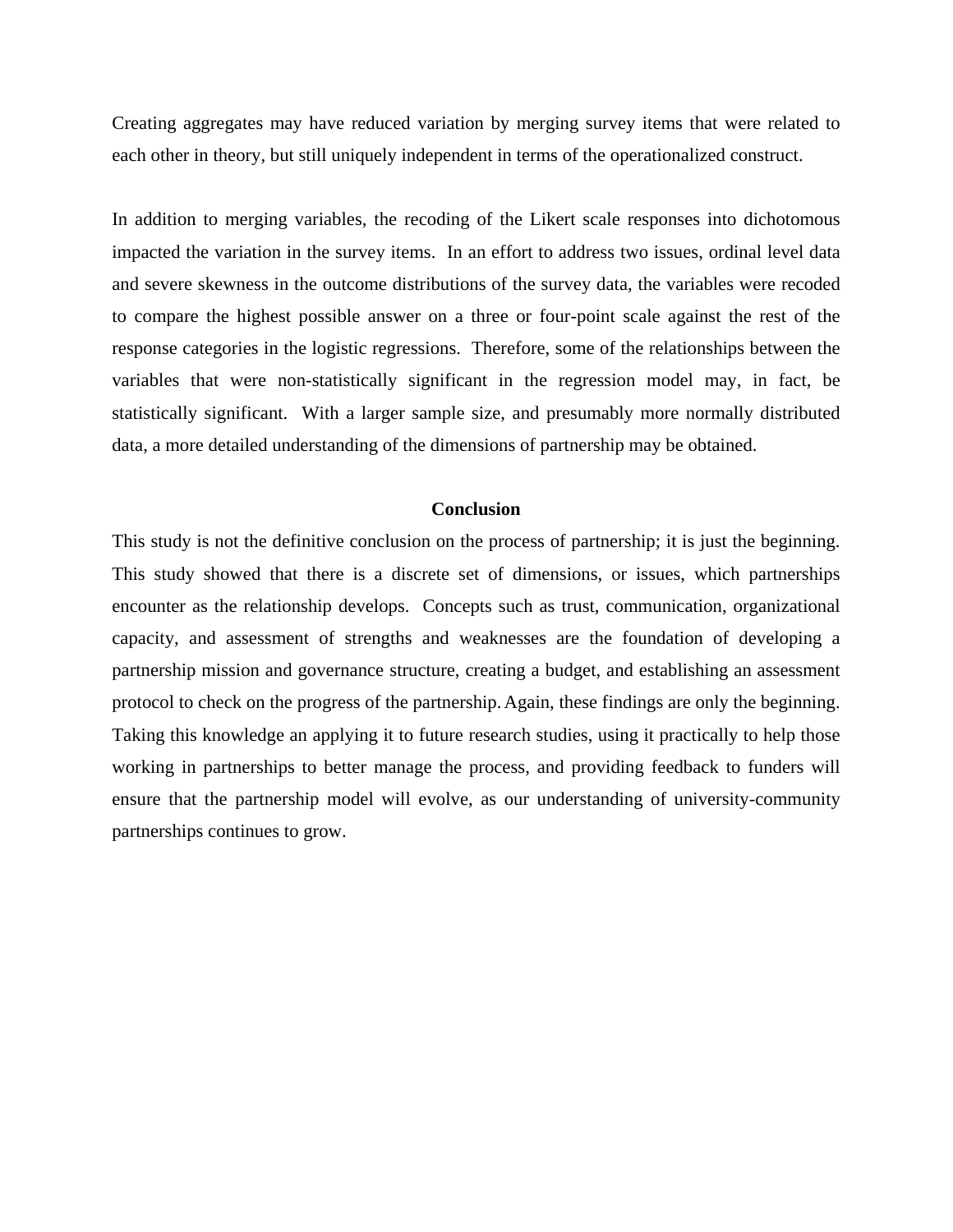Creating aggregates may have reduced variation by merging survey items that were related to each other in theory, but still uniquely independent in terms of the operationalized construct.

In addition to merging variables, the recoding of the Likert scale responses into dichotomous impacted the variation in the survey items. In an effort to address two issues, ordinal level data and severe skewness in the outcome distributions of the survey data, the variables were recoded to compare the highest possible answer on a three or four-point scale against the rest of the response categories in the logistic regressions. Therefore, some of the relationships between the variables that were non-statistically significant in the regression model may, in fact, be statistically significant. With a larger sample size, and presumably more normally distributed data, a more detailed understanding of the dimensions of partnership may be obtained.

## Conclusion

This study is not the definitive conclusion on the process of partnership; it is just the beginning. This study showed that there is a discrete set of dimensions, or issues, which partnerships encounter as the relationship develops. Concepts such as trust, communication, organizational capacity, and assessment of strengths and weaknesses are the foundation of developing a partnership mission and governance structure, creating a budget, and establishing an assessment protocol to check on the progress of the partnership. Again, these findings are only the beginning. Taking this knowledge an applying it to future research studies, using it practically to help those working in partnerships to better manage the process, and providing feedback to funders will ensure that the partnership model will evolve, as our understanding of university-community partnerships continues to grow.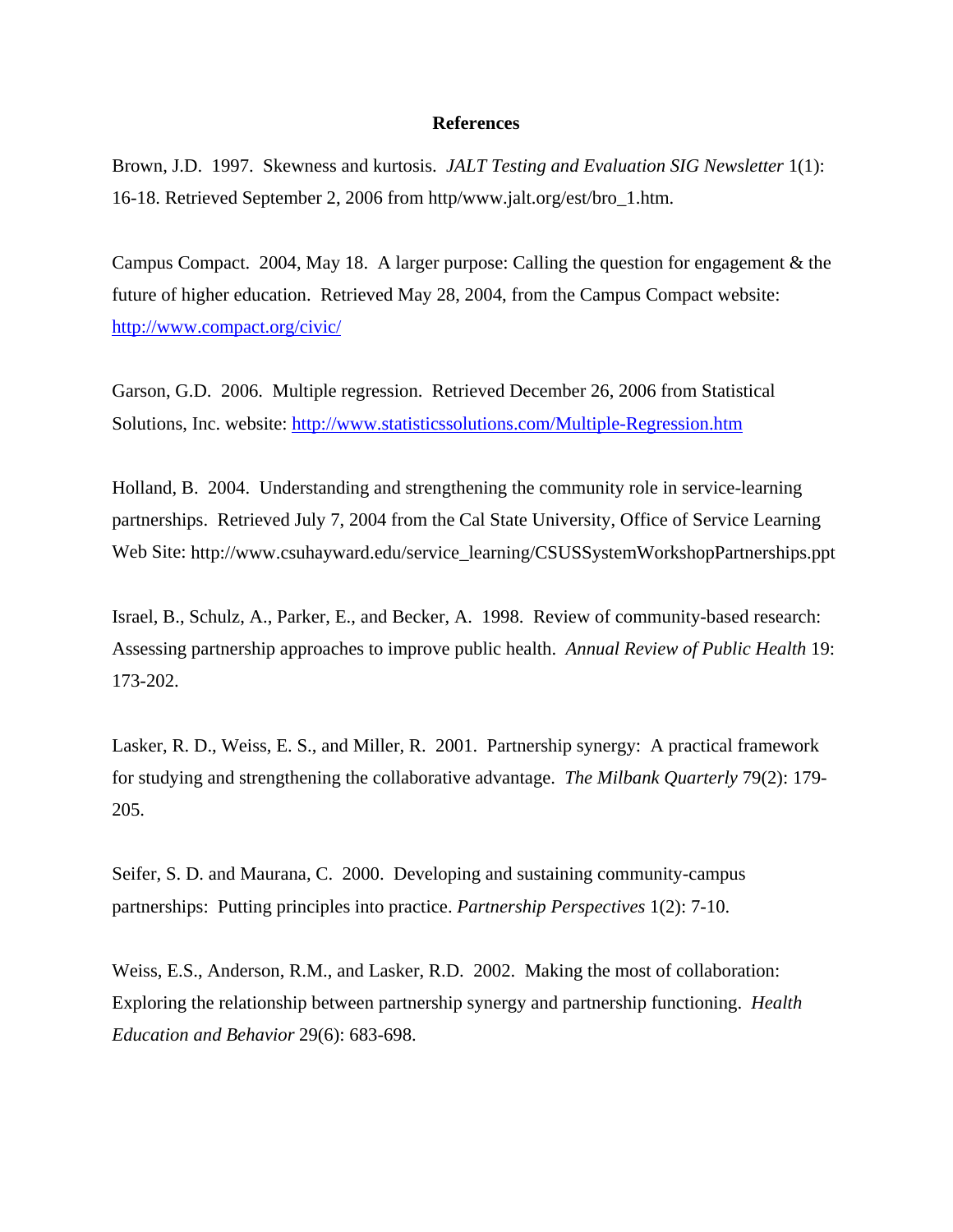**References**

Brown, J.D. 1997. Skewness and kurtosis. *JALT Testing and Evaluation SIG Newsletter* 1(1): 16-18. Retrieved September 2, 2006 from http/www.jalt.org/est/bro_1.htm.

Campus Compact. 2004, May 18. A larger purpose: Calling the question for engagement & the future of higher education. Retrieved May 28, 2004, from the Campus Compact website: http://www.compact.org/civic/

Garson, G.D. 2006. Multiple regression. Retrieved December 26, 2006 from Statistical Solutions, Inc. website: http://www.statisticssolutions.com/Multiple-Regression.htm

Holland, B. 2004. Understanding and strengthening the community role in service-learning partnerships. Retrieved July 7, 2004 from the Cal State University, Office of Service Learning Web Site: http://www.csuhayward.edu/service_learning/CSUSSystemWorkshopPartnerships.ppt

Israel, B., Schulz, A., Parker, E., and Becker, A. 1998. Review of community-based research: Assessing partnership approaches to improve public health. *Annual Review of Public Health* 19: 173-202.

Lasker, R. D., Weiss, E. S., and Miller, R. 2001. Partnership synergy: A practical framework for studying and strengthening the collaborative advantage. *The Milbank Quarterly* 79(2): 179-205.

Seifer, S. D. and Maurana, C. 2000. Developing and sustaining community-campus partnerships: Putting principles into practice. *Partnership Perspectives* 1(2): 7-10.

Weiss, E.S., Anderson, R.M., and Lasker, R.D. 2002. Making the most of collaboration: Exploring the relationship between partnership synergy and partnership functioning. *Health Education and Behavior* 29(6): 683-698.